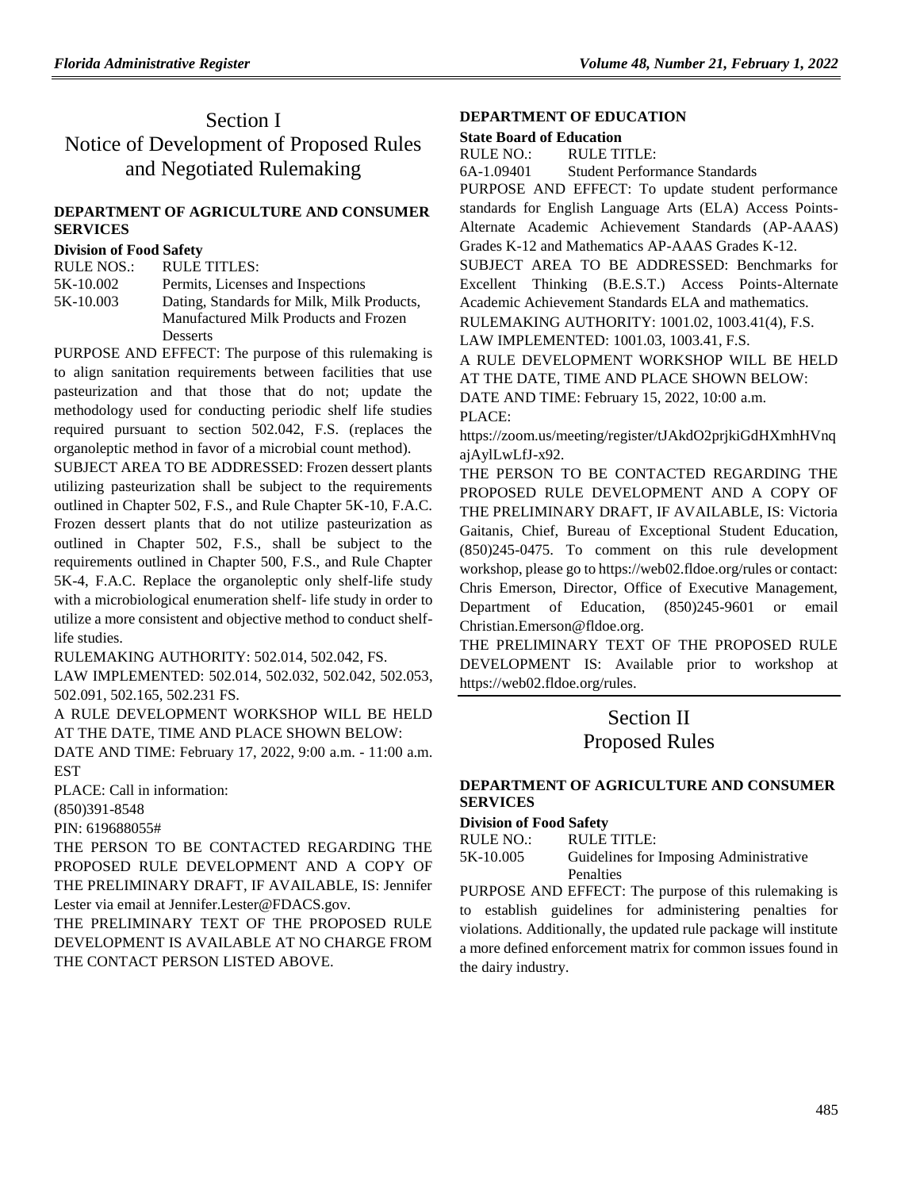# Section I
# Notice of Development of Proposed Rules and Negotiated Rulemaking

### DEPARTMENT OF AGRICULTURE AND CONSUMER SERVICES

**Division of Food Safety**

| RULE NOS.: | RULE TITLES: |
|---|---|
| 5K-10.002 | Permits, Licenses and Inspections |
| 5K-10.003 | Dating, Standards for Milk, Milk Products, Manufactured Milk Products and Frozen Desserts |

PURPOSE AND EFFECT: The purpose of this rulemaking is to align sanitation requirements between facilities that use pasteurization and that those that do not; update the methodology used for conducting periodic shelf life studies required pursuant to section 502.042, F.S. (replaces the organoleptic method in favor of a microbial count method).

SUBJECT AREA TO BE ADDRESSED: Frozen dessert plants utilizing pasteurization shall be subject to the requirements outlined in Chapter 502, F.S., and Rule Chapter 5K-10, F.A.C. Frozen dessert plants that do not utilize pasteurization as outlined in Chapter 502, F.S., shall be subject to the requirements outlined in Chapter 500, F.S., and Rule Chapter 5K-4, F.A.C. Replace the organoleptic only shelf-life study with a microbiological enumeration shelf- life study in order to utilize a more consistent and objective method to conduct shelf-life studies.

RULEMAKING AUTHORITY: 502.014, 502.042, FS.

LAW IMPLEMENTED: 502.014, 502.032, 502.042, 502.053, 502.091, 502.165, 502.231 FS.

A RULE DEVELOPMENT WORKSHOP WILL BE HELD AT THE DATE, TIME AND PLACE SHOWN BELOW:

DATE AND TIME: February 17, 2022, 9:00 a.m. - 11:00 a.m. EST

PLACE: Call in information:

(850)391-8548

PIN: 619688055#

THE PERSON TO BE CONTACTED REGARDING THE PROPOSED RULE DEVELOPMENT AND A COPY OF THE PRELIMINARY DRAFT, IF AVAILABLE, IS: Jennifer Lester via email at Jennifer.Lester@FDACS.gov.

THE PRELIMINARY TEXT OF THE PROPOSED RULE DEVELOPMENT IS AVAILABLE AT NO CHARGE FROM THE CONTACT PERSON LISTED ABOVE.

### DEPARTMENT OF EDUCATION

**State Board of Education**

| RULE NO.: | RULE TITLE: |
|---|---|
| 6A-1.09401 | Student Performance Standards |

PURPOSE AND EFFECT: To update student performance standards for English Language Arts (ELA) Access Points-Alternate Academic Achievement Standards (AP-AAAS) Grades K-12 and Mathematics AP-AAAS Grades K-12.

SUBJECT AREA TO BE ADDRESSED: Benchmarks for Excellent Thinking (B.E.S.T.) Access Points-Alternate Academic Achievement Standards ELA and mathematics.

RULEMAKING AUTHORITY: 1001.02, 1003.41(4), F.S.

LAW IMPLEMENTED: 1001.03, 1003.41, F.S.

A RULE DEVELOPMENT WORKSHOP WILL BE HELD AT THE DATE, TIME AND PLACE SHOWN BELOW:

DATE AND TIME: February 15, 2022, 10:00 a.m.

PLACE:

https://zoom.us/meeting/register/tJAkdO2prjkiGdHXmhHVnqajAylLwLfJ-x92.

THE PERSON TO BE CONTACTED REGARDING THE PROPOSED RULE DEVELOPMENT AND A COPY OF THE PRELIMINARY DRAFT, IF AVAILABLE, IS: Victoria Gaitanis, Chief, Bureau of Exceptional Student Education, (850)245-0475. To comment on this rule development workshop, please go to https://web02.fldoe.org/rules or contact: Chris Emerson, Director, Office of Executive Management, Department of Education, (850)245-9601 or email Christian.Emerson@fldoe.org.

THE PRELIMINARY TEXT OF THE PROPOSED RULE DEVELOPMENT IS: Available prior to workshop at https://web02.fldoe.org/rules.

# Section II
# Proposed Rules

### DEPARTMENT OF AGRICULTURE AND CONSUMER SERVICES

**Division of Food Safety**

| RULE NO.: | RULE TITLE: |
|---|---|
| 5K-10.005 | Guidelines for Imposing Administrative Penalties |

PURPOSE AND EFFECT: The purpose of this rulemaking is to establish guidelines for administering penalties for violations. Additionally, the updated rule package will institute a more defined enforcement matrix for common issues found in the dairy industry.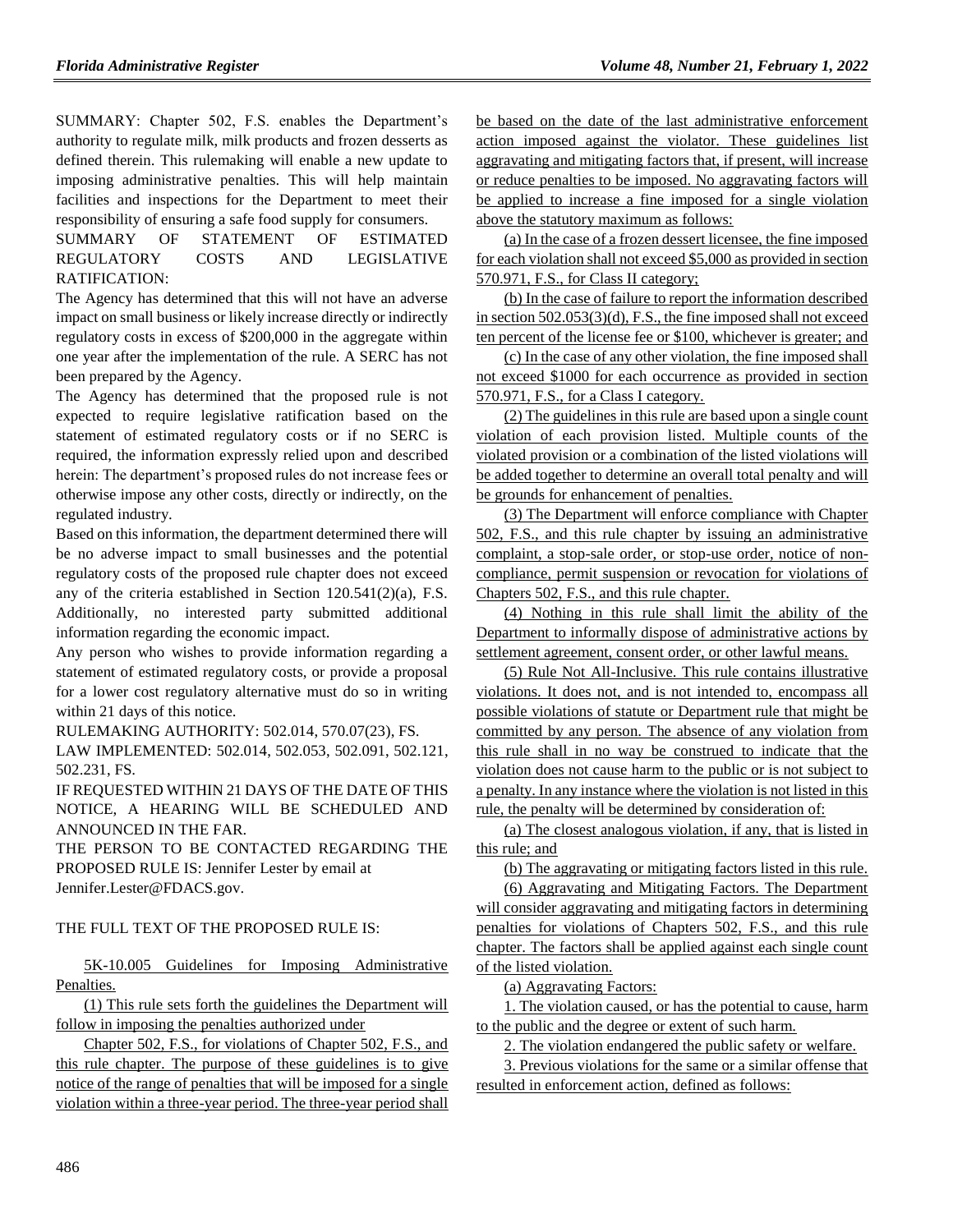SUMMARY: Chapter 502, F.S. enables the Department's authority to regulate milk, milk products and frozen desserts as defined therein. This rulemaking will enable a new update to imposing administrative penalties. This will help maintain facilities and inspections for the Department to meet their responsibility of ensuring a safe food supply for consumers.

SUMMARY OF STATEMENT OF ESTIMATED REGULATORY COSTS AND LEGISLATIVE RATIFICATION:

The Agency has determined that this will not have an adverse impact on small business or likely increase directly or indirectly regulatory costs in excess of $200,000 in the aggregate within one year after the implementation of the rule. A SERC has not been prepared by the Agency.

The Agency has determined that the proposed rule is not expected to require legislative ratification based on the statement of estimated regulatory costs or if no SERC is required, the information expressly relied upon and described herein: The department's proposed rules do not increase fees or otherwise impose any other costs, directly or indirectly, on the regulated industry.

Based on this information, the department determined there will be no adverse impact to small businesses and the potential regulatory costs of the proposed rule chapter does not exceed any of the criteria established in Section 120.541(2)(a), F.S. Additionally, no interested party submitted additional information regarding the economic impact.

Any person who wishes to provide information regarding a statement of estimated regulatory costs, or provide a proposal for a lower cost regulatory alternative must do so in writing within 21 days of this notice.

RULEMAKING AUTHORITY: 502.014, 570.07(23), FS.

LAW IMPLEMENTED: 502.014, 502.053, 502.091, 502.121, 502.231, FS.

IF REQUESTED WITHIN 21 DAYS OF THE DATE OF THIS NOTICE, A HEARING WILL BE SCHEDULED AND ANNOUNCED IN THE FAR.

THE PERSON TO BE CONTACTED REGARDING THE PROPOSED RULE IS: Jennifer Lester by email at Jennifer.Lester@FDACS.gov.

THE FULL TEXT OF THE PROPOSED RULE IS:

5K-10.005 Guidelines for Imposing Administrative Penalties.

(1) This rule sets forth the guidelines the Department will follow in imposing the penalties authorized under

Chapter 502, F.S., for violations of Chapter 502, F.S., and this rule chapter. The purpose of these guidelines is to give notice of the range of penalties that will be imposed for a single violation within a three-year period. The three-year period shall be based on the date of the last administrative enforcement action imposed against the violator. These guidelines list aggravating and mitigating factors that, if present, will increase or reduce penalties to be imposed. No aggravating factors will be applied to increase a fine imposed for a single violation above the statutory maximum as follows:

(a) In the case of a frozen dessert licensee, the fine imposed for each violation shall not exceed $5,000 as provided in section 570.971, F.S., for Class II category;

(b) In the case of failure to report the information described in section 502.053(3)(d), F.S., the fine imposed shall not exceed ten percent of the license fee or $100, whichever is greater; and

(c) In the case of any other violation, the fine imposed shall not exceed $1000 for each occurrence as provided in section 570.971, F.S., for a Class I category.

(2) The guidelines in this rule are based upon a single count violation of each provision listed. Multiple counts of the violated provision or a combination of the listed violations will be added together to determine an overall total penalty and will be grounds for enhancement of penalties.

(3) The Department will enforce compliance with Chapter 502, F.S., and this rule chapter by issuing an administrative complaint, a stop-sale order, or stop-use order, notice of non-compliance, permit suspension or revocation for violations of Chapters 502, F.S., and this rule chapter.

(4) Nothing in this rule shall limit the ability of the Department to informally dispose of administrative actions by settlement agreement, consent order, or other lawful means.

(5) Rule Not All-Inclusive. This rule contains illustrative violations. It does not, and is not intended to, encompass all possible violations of statute or Department rule that might be committed by any person. The absence of any violation from this rule shall in no way be construed to indicate that the violation does not cause harm to the public or is not subject to a penalty. In any instance where the violation is not listed in this rule, the penalty will be determined by consideration of:

(a) The closest analogous violation, if any, that is listed in this rule; and

(b) The aggravating or mitigating factors listed in this rule.

(6) Aggravating and Mitigating Factors. The Department will consider aggravating and mitigating factors in determining penalties for violations of Chapters 502, F.S., and this rule chapter. The factors shall be applied against each single count of the listed violation.

(a) Aggravating Factors:

1. The violation caused, or has the potential to cause, harm to the public and the degree or extent of such harm.

2. The violation endangered the public safety or welfare.

3. Previous violations for the same or a similar offense that resulted in enforcement action, defined as follows: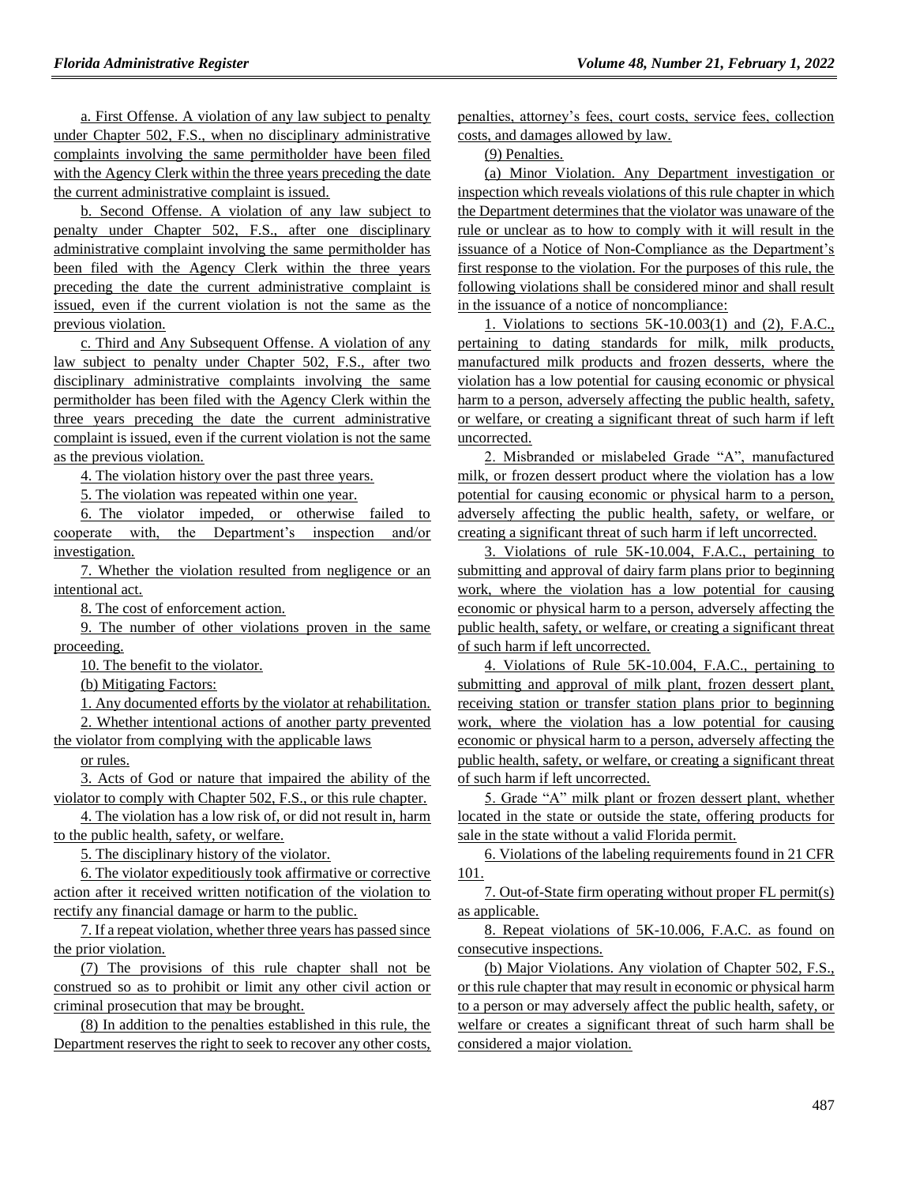a. First Offense. A violation of any law subject to penalty under Chapter 502, F.S., when no disciplinary administrative complaints involving the same permitholder have been filed with the Agency Clerk within the three years preceding the date the current administrative complaint is issued.

b. Second Offense. A violation of any law subject to penalty under Chapter 502, F.S., after one disciplinary administrative complaint involving the same permitholder has been filed with the Agency Clerk within the three years preceding the date the current administrative complaint is issued, even if the current violation is not the same as the previous violation.

c. Third and Any Subsequent Offense. A violation of any law subject to penalty under Chapter 502, F.S., after two disciplinary administrative complaints involving the same permitholder has been filed with the Agency Clerk within the three years preceding the date the current administrative complaint is issued, even if the current violation is not the same as the previous violation.

4. The violation history over the past three years.

5. The violation was repeated within one year.

6. The violator impeded, or otherwise failed to cooperate with, the Department's inspection and/or investigation.

7. Whether the violation resulted from negligence or an intentional act.

8. The cost of enforcement action.

9. The number of other violations proven in the same proceeding.

10. The benefit to the violator.

(b) Mitigating Factors:

1. Any documented efforts by the violator at rehabilitation.

2. Whether intentional actions of another party prevented the violator from complying with the applicable laws or rules.

3. Acts of God or nature that impaired the ability of the violator to comply with Chapter 502, F.S., or this rule chapter.

4. The violation has a low risk of, or did not result in, harm to the public health, safety, or welfare.

5. The disciplinary history of the violator.

6. The violator expeditiously took affirmative or corrective action after it received written notification of the violation to rectify any financial damage or harm to the public.

7. If a repeat violation, whether three years has passed since the prior violation.

(7) The provisions of this rule chapter shall not be construed so as to prohibit or limit any other civil action or criminal prosecution that may be brought.

(8) In addition to the penalties established in this rule, the Department reserves the right to seek to recover any other costs, penalties, attorney's fees, court costs, service fees, collection costs, and damages allowed by law.

(9) Penalties.

(a) Minor Violation. Any Department investigation or inspection which reveals violations of this rule chapter in which the Department determines that the violator was unaware of the rule or unclear as to how to comply with it will result in the issuance of a Notice of Non-Compliance as the Department's first response to the violation. For the purposes of this rule, the following violations shall be considered minor and shall result in the issuance of a notice of noncompliance:

1. Violations to sections 5K-10.003(1) and (2), F.A.C., pertaining to dating standards for milk, milk products, manufactured milk products and frozen desserts, where the violation has a low potential for causing economic or physical harm to a person, adversely affecting the public health, safety, or welfare, or creating a significant threat of such harm if left uncorrected.

2. Misbranded or mislabeled Grade "A", manufactured milk, or frozen dessert product where the violation has a low potential for causing economic or physical harm to a person, adversely affecting the public health, safety, or welfare, or creating a significant threat of such harm if left uncorrected.

3. Violations of rule 5K-10.004, F.A.C., pertaining to submitting and approval of dairy farm plans prior to beginning work, where the violation has a low potential for causing economic or physical harm to a person, adversely affecting the public health, safety, or welfare, or creating a significant threat of such harm if left uncorrected.

4. Violations of Rule 5K-10.004, F.A.C., pertaining to submitting and approval of milk plant, frozen dessert plant, receiving station or transfer station plans prior to beginning work, where the violation has a low potential for causing economic or physical harm to a person, adversely affecting the public health, safety, or welfare, or creating a significant threat of such harm if left uncorrected.

5. Grade "A" milk plant or frozen dessert plant, whether located in the state or outside the state, offering products for sale in the state without a valid Florida permit.

6. Violations of the labeling requirements found in 21 CFR 101.

7. Out-of-State firm operating without proper FL permit(s) as applicable.

8. Repeat violations of 5K-10.006, F.A.C. as found on consecutive inspections.

(b) Major Violations. Any violation of Chapter 502, F.S., or this rule chapter that may result in economic or physical harm to a person or may adversely affect the public health, safety, or welfare or creates a significant threat of such harm shall be considered a major violation.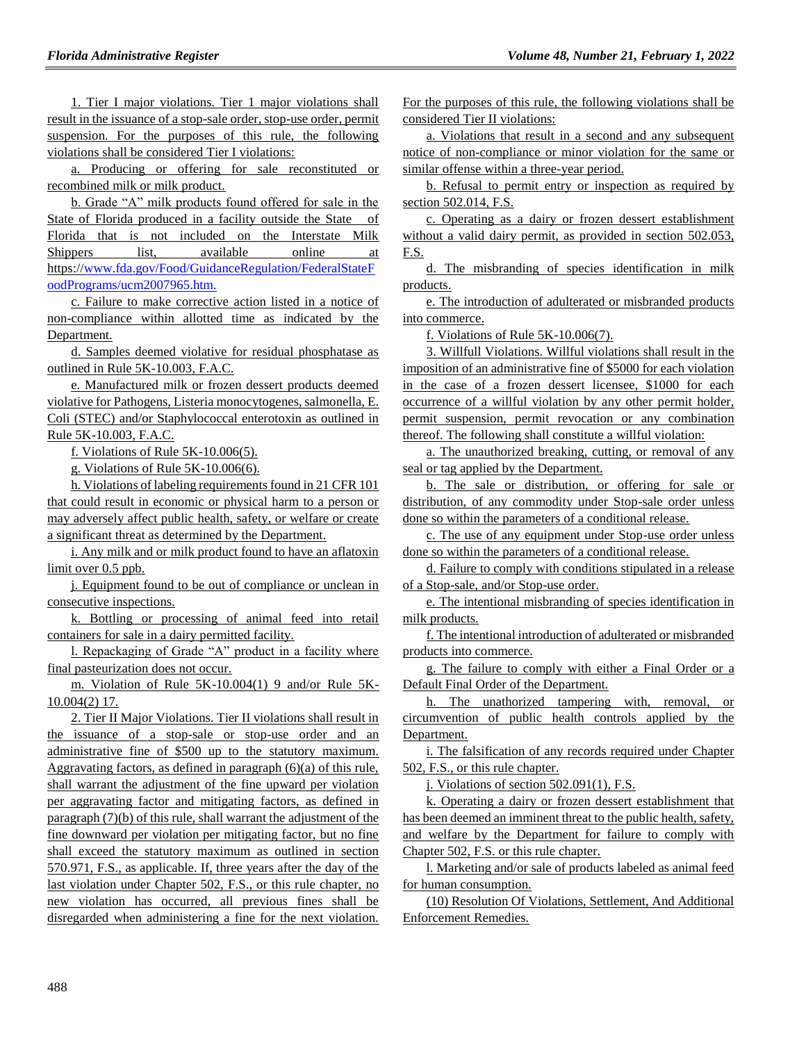1. Tier I major violations. Tier 1 major violations shall result in the issuance of a stop-sale order, stop-use order, permit suspension. For the purposes of this rule, the following violations shall be considered Tier I violations:

a. Producing or offering for sale reconstituted or recombined milk or milk product.

b. Grade "A" milk products found offered for sale in the State of Florida produced in a facility outside the State of Florida that is not included on the Interstate Milk Shippers list, available online at https://www.fda.gov/Food/GuidanceRegulation/FederalStateFoodPrograms/ucm2007965.htm.

c. Failure to make corrective action listed in a notice of non-compliance within allotted time as indicated by the Department.

d. Samples deemed violative for residual phosphatase as outlined in Rule 5K-10.003, F.A.C.

e. Manufactured milk or frozen dessert products deemed violative for Pathogens, Listeria monocytogenes, salmonella, E. Coli (STEC) and/or Staphylococcal enterotoxin as outlined in Rule 5K-10.003, F.A.C.

f. Violations of Rule 5K-10.006(5).

g. Violations of Rule 5K-10.006(6).

h. Violations of labeling requirements found in 21 CFR 101 that could result in economic or physical harm to a person or may adversely affect public health, safety, or welfare or create a significant threat as determined by the Department.

i. Any milk and or milk product found to have an aflatoxin limit over 0.5 ppb.

j. Equipment found to be out of compliance or unclean in consecutive inspections.

k. Bottling or processing of animal feed into retail containers for sale in a dairy permitted facility.

l. Repackaging of Grade "A" product in a facility where final pasteurization does not occur.

m. Violation of Rule 5K-10.004(1) 9 and/or Rule 5K-10.004(2) 17.

2. Tier II Major Violations. Tier II violations shall result in the issuance of a stop-sale or stop-use order and an administrative fine of $500 up to the statutory maximum. Aggravating factors, as defined in paragraph (6)(a) of this rule, shall warrant the adjustment of the fine upward per violation per aggravating factor and mitigating factors, as defined in paragraph (7)(b) of this rule, shall warrant the adjustment of the fine downward per violation per mitigating factor, but no fine shall exceed the statutory maximum as outlined in section 570.971, F.S., as applicable. If, three years after the day of the last violation under Chapter 502, F.S., or this rule chapter, no new violation has occurred, all previous fines shall be disregarded when administering a fine for the next violation. For the purposes of this rule, the following violations shall be considered Tier II violations:

a. Violations that result in a second and any subsequent notice of non-compliance or minor violation for the same or similar offense within a three-year period.

b. Refusal to permit entry or inspection as required by section 502.014, F.S.

c. Operating as a dairy or frozen dessert establishment without a valid dairy permit, as provided in section 502.053, F.S.

d. The misbranding of species identification in milk products.

e. The introduction of adulterated or misbranded products into commerce.

f. Violations of Rule 5K-10.006(7).

3. Willfull Violations. Willful violations shall result in the imposition of an administrative fine of $5000 for each violation in the case of a frozen dessert licensee, $1000 for each occurrence of a willful violation by any other permit holder, permit suspension, permit revocation or any combination thereof. The following shall constitute a willful violation:

a. The unauthorized breaking, cutting, or removal of any seal or tag applied by the Department.

b. The sale or distribution, or offering for sale or distribution, of any commodity under Stop-sale order unless done so within the parameters of a conditional release.

c. The use of any equipment under Stop-use order unless done so within the parameters of a conditional release.

d. Failure to comply with conditions stipulated in a release of a Stop-sale, and/or Stop-use order.

e. The intentional misbranding of species identification in milk products.

f. The intentional introduction of adulterated or misbranded products into commerce.

g. The failure to comply with either a Final Order or a Default Final Order of the Department.

h. The unathorized tampering with, removal, or circumvention of public health controls applied by the Department.

i. The falsification of any records required under Chapter 502, F.S., or this rule chapter.

j. Violations of section 502.091(1), F.S.

k. Operating a dairy or frozen dessert establishment that has been deemed an imminent threat to the public health, safety, and welfare by the Department for failure to comply with Chapter 502, F.S. or this rule chapter.

l. Marketing and/or sale of products labeled as animal feed for human consumption.

(10) Resolution Of Violations, Settlement, And Additional Enforcement Remedies.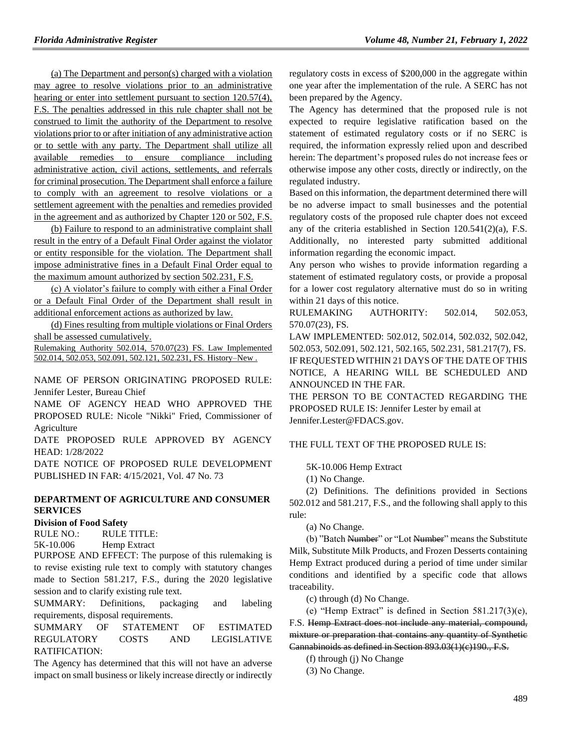(a) The Department and person(s) charged with a violation may agree to resolve violations prior to an administrative hearing or enter into settlement pursuant to section 120.57(4), F.S. The penalties addressed in this rule chapter shall not be construed to limit the authority of the Department to resolve violations prior to or after initiation of any administrative action or to settle with any party. The Department shall utilize all available remedies to ensure compliance including administrative action, civil actions, settlements, and referrals for criminal prosecution. The Department shall enforce a failure to comply with an agreement to resolve violations or a settlement agreement with the penalties and remedies provided in the agreement and as authorized by Chapter 120 or 502, F.S.

(b) Failure to respond to an administrative complaint shall result in the entry of a Default Final Order against the violator or entity responsible for the violation. The Department shall impose administrative fines in a Default Final Order equal to the maximum amount authorized by section 502.231, F.S.

(c) A violator's failure to comply with either a Final Order or a Default Final Order of the Department shall result in additional enforcement actions as authorized by law.

(d) Fines resulting from multiple violations or Final Orders shall be assessed cumulatively.

Rulemaking Authority 502.014, 570.07(23) FS. Law Implemented 502.014, 502.053, 502.091, 502.121, 502.231, FS. History–New .

NAME OF PERSON ORIGINATING PROPOSED RULE: Jennifer Lester, Bureau Chief

NAME OF AGENCY HEAD WHO APPROVED THE PROPOSED RULE: Nicole "Nikki" Fried, Commissioner of Agriculture

DATE PROPOSED RULE APPROVED BY AGENCY HEAD: 1/28/2022

DATE NOTICE OF PROPOSED RULE DEVELOPMENT PUBLISHED IN FAR: 4/15/2021, Vol. 47 No. 73

## DEPARTMENT OF AGRICULTURE AND CONSUMER SERVICES

### Division of Food Safety

RULE NO.: RULE TITLE:

5K-10.006 Hemp Extract

PURPOSE AND EFFECT: The purpose of this rulemaking is to revise existing rule text to comply with statutory changes made to Section 581.217, F.S., during the 2020 legislative session and to clarify existing rule text.

SUMMARY: Definitions, packaging and labeling requirements, disposal requirements.

SUMMARY OF STATEMENT OF ESTIMATED REGULATORY COSTS AND LEGISLATIVE RATIFICATION:

The Agency has determined that this will not have an adverse impact on small business or likely increase directly or indirectly regulatory costs in excess of $200,000 in the aggregate within one year after the implementation of the rule. A SERC has not been prepared by the Agency.

The Agency has determined that the proposed rule is not expected to require legislative ratification based on the statement of estimated regulatory costs or if no SERC is required, the information expressly relied upon and described herein: The department's proposed rules do not increase fees or otherwise impose any other costs, directly or indirectly, on the regulated industry.

Based on this information, the department determined there will be no adverse impact to small businesses and the potential regulatory costs of the proposed rule chapter does not exceed any of the criteria established in Section 120.541(2)(a), F.S. Additionally, no interested party submitted additional information regarding the economic impact.

Any person who wishes to provide information regarding a statement of estimated regulatory costs, or provide a proposal for a lower cost regulatory alternative must do so in writing within 21 days of this notice.

RULEMAKING AUTHORITY: 502.014, 502.053, 570.07(23), FS.

LAW IMPLEMENTED: 502.012, 502.014, 502.032, 502.042, 502.053, 502.091, 502.121, 502.165, 502.231, 581.217(7), FS.

IF REQUESTED WITHIN 21 DAYS OF THE DATE OF THIS NOTICE, A HEARING WILL BE SCHEDULED AND ANNOUNCED IN THE FAR.

THE PERSON TO BE CONTACTED REGARDING THE PROPOSED RULE IS: Jennifer Lester by email at Jennifer.Lester@FDACS.gov.

THE FULL TEXT OF THE PROPOSED RULE IS:

5K-10.006 Hemp Extract

(1) No Change.

(2) Definitions. The definitions provided in Sections 502.012 and 581.217, F.S., and the following shall apply to this rule:

(a) No Change.

(b) "Batch ~~Number~~" or "Lot ~~Number~~" means the Substitute Milk, Substitute Milk Products, and Frozen Desserts containing Hemp Extract produced during a period of time under similar conditions and identified by a specific code that allows traceability.

(c) through (d) No Change.

(e) "Hemp Extract" is defined in Section 581.217(3)(e), F.S. ~~Hemp Extract does not include any material, compound, mixture or preparation that contains any quantity of Synthetic Cannabinoids as defined in Section 893.03(1)(c)190., F.S.~~

(f) through (j) No Change

(3) No Change.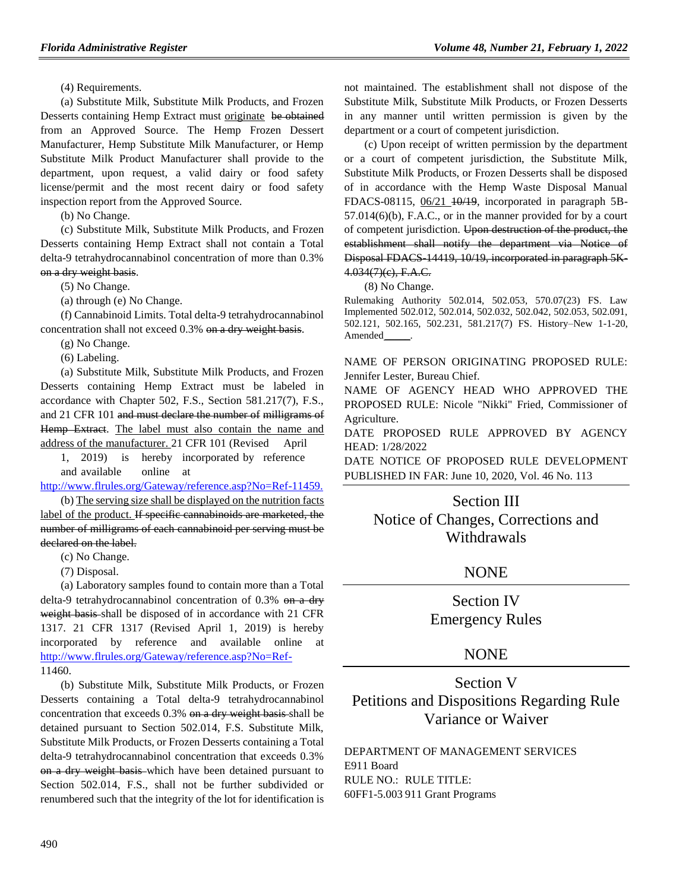(4) Requirements.

(a) Substitute Milk, Substitute Milk Products, and Frozen Desserts containing Hemp Extract must originate ~~be obtained~~ from an Approved Source. The Hemp Frozen Dessert Manufacturer, Hemp Substitute Milk Manufacturer, or Hemp Substitute Milk Product Manufacturer shall provide to the department, upon request, a valid dairy or food safety license/permit and the most recent dairy or food safety inspection report from the Approved Source.

(b) No Change.

(c) Substitute Milk, Substitute Milk Products, and Frozen Desserts containing Hemp Extract shall not contain a Total delta-9 tetrahydrocannabinol concentration of more than 0.3% ~~on a dry weight basis~~.

(5) No Change.

(a) through (e) No Change.

(f) Cannabinoid Limits. Total delta-9 tetrahydrocannabinol concentration shall not exceed 0.3% ~~on a dry weight basis~~.

(g) No Change.

(6) Labeling.

(a) Substitute Milk, Substitute Milk Products, and Frozen Desserts containing Hemp Extract must be labeled in accordance with Chapter 502, F.S., Section 581.217(7), F.S., and 21 CFR 101 ~~and must declare the number of milligrams of Hemp Extract~~. The label must also contain the name and address of the manufacturer. 21 CFR 101 (Revised April 1, 2019) is hereby incorporated by reference and available online at http://www.flrules.org/Gateway/reference.asp?No=Ref-11459.

(b) The serving size shall be displayed on the nutrition facts label of the product. ~~If specific cannabinoids are marketed, the number of milligrams of each cannabinoid per serving must be declared on the label.~~

(c) No Change.

(7) Disposal.

(a) Laboratory samples found to contain more than a Total delta-9 tetrahydrocannabinol concentration of 0.3% ~~on a dry weight basis~~ shall be disposed of in accordance with 21 CFR 1317. 21 CFR 1317 (Revised April 1, 2019) is hereby incorporated by reference and available online at http://www.flrules.org/Gateway/reference.asp?No=Ref-11460.

(b) Substitute Milk, Substitute Milk Products, or Frozen Desserts containing a Total delta-9 tetrahydrocannabinol concentration that exceeds 0.3% ~~on a dry weight basis~~ shall be detained pursuant to Section 502.014, F.S. Substitute Milk, Substitute Milk Products, or Frozen Desserts containing a Total delta-9 tetrahydrocannabinol concentration that exceeds 0.3% ~~on a dry weight basis~~ which have been detained pursuant to Section 502.014, F.S., shall not be further subdivided or renumbered such that the integrity of the lot for identification is not maintained. The establishment shall not dispose of the Substitute Milk, Substitute Milk Products, or Frozen Desserts in any manner until written permission is given by the department or a court of competent jurisdiction.

(c) Upon receipt of written permission by the department or a court of competent jurisdiction, the Substitute Milk, Substitute Milk Products, or Frozen Desserts shall be disposed of in accordance with the Hemp Waste Disposal Manual FDACS-08115, 06/21 ~~10/19~~, incorporated in paragraph 5B-57.014(6)(b), F.A.C., or in the manner provided for by a court of competent jurisdiction. ~~Upon destruction of the product, the establishment shall notify the department via Notice of Disposal FDACS-14419, 10/19, incorporated in paragraph 5K-4.034(7)(c), F.A.C.~~

(8) No Change.

Rulemaking Authority 502.014, 502.053, 570.07(23) FS. Law Implemented 502.012, 502.014, 502.032, 502.042, 502.053, 502.091, 502.121, 502.165, 502.231, 581.217(7) FS. History–New 1-1-20, Amended\_\_\_\_\_.

NAME OF PERSON ORIGINATING PROPOSED RULE: Jennifer Lester, Bureau Chief.

NAME OF AGENCY HEAD WHO APPROVED THE PROPOSED RULE: Nicole "Nikki" Fried, Commissioner of Agriculture.

DATE PROPOSED RULE APPROVED BY AGENCY HEAD: 1/28/2022

DATE NOTICE OF PROPOSED RULE DEVELOPMENT PUBLISHED IN FAR: June 10, 2020, Vol. 46 No. 113

## Section III
## Notice of Changes, Corrections and Withdrawals

NONE

## Section IV
## Emergency Rules

NONE

## Section V
## Petitions and Dispositions Regarding Rule Variance or Waiver

DEPARTMENT OF MANAGEMENT SERVICES
E911 Board
RULE NO.: RULE TITLE:
60FF1-5.003 911 Grant Programs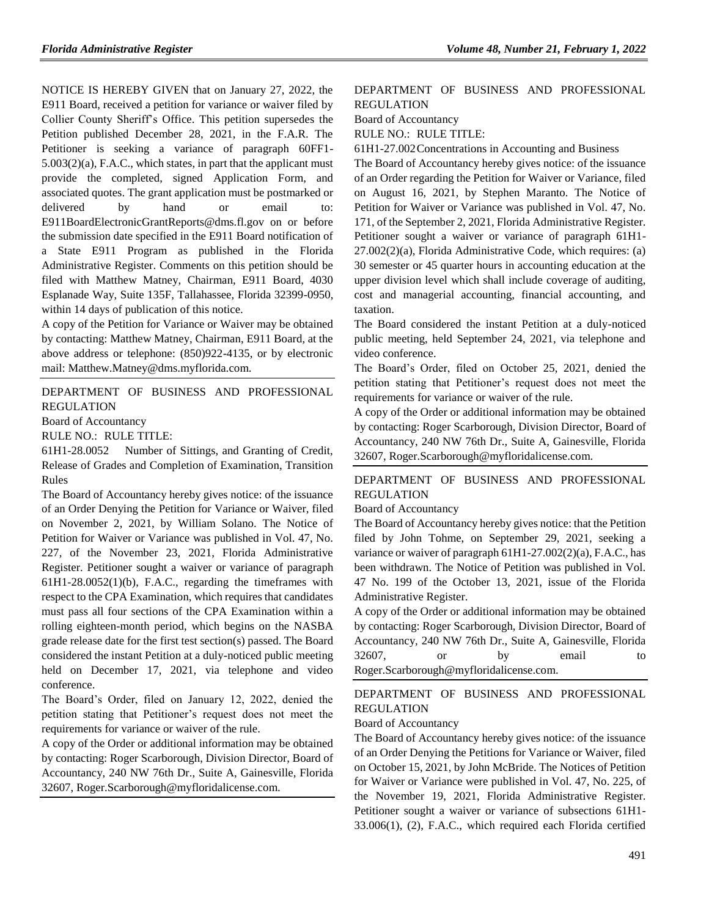NOTICE IS HEREBY GIVEN that on January 27, 2022, the E911 Board, received a petition for variance or waiver filed by Collier County Sheriff's Office. This petition supersedes the Petition published December 28, 2021, in the F.A.R. The Petitioner is seeking a variance of paragraph 60FF1-5.003(2)(a), F.A.C., which states, in part that the applicant must provide the completed, signed Application Form, and associated quotes. The grant application must be postmarked or delivered by hand or email to: E911BoardElectronicGrantReports@dms.fl.gov on or before the submission date specified in the E911 Board notification of a State E911 Program as published in the Florida Administrative Register. Comments on this petition should be filed with Matthew Matney, Chairman, E911 Board, 4030 Esplanade Way, Suite 135F, Tallahassee, Florida 32399-0950, within 14 days of publication of this notice.

A copy of the Petition for Variance or Waiver may be obtained by contacting: Matthew Matney, Chairman, E911 Board, at the above address or telephone: (850)922-4135, or by electronic mail: Matthew.Matney@dms.myflorida.com.

## DEPARTMENT OF BUSINESS AND PROFESSIONAL REGULATION

Board of Accountancy

RULE NO.: RULE TITLE:

61H1-28.0052 Number of Sittings, and Granting of Credit, Release of Grades and Completion of Examination, Transition Rules

The Board of Accountancy hereby gives notice: of the issuance of an Order Denying the Petition for Variance or Waiver, filed on November 2, 2021, by William Solano. The Notice of Petition for Waiver or Variance was published in Vol. 47, No. 227, of the November 23, 2021, Florida Administrative Register. Petitioner sought a waiver or variance of paragraph 61H1-28.0052(1)(b), F.A.C., regarding the timeframes with respect to the CPA Examination, which requires that candidates must pass all four sections of the CPA Examination within a rolling eighteen-month period, which begins on the NASBA grade release date for the first test section(s) passed. The Board considered the instant Petition at a duly-noticed public meeting held on December 17, 2021, via telephone and video conference.

The Board's Order, filed on January 12, 2022, denied the petition stating that Petitioner's request does not meet the requirements for variance or waiver of the rule.

A copy of the Order or additional information may be obtained by contacting: Roger Scarborough, Division Director, Board of Accountancy, 240 NW 76th Dr., Suite A, Gainesville, Florida 32607, Roger.Scarborough@myfloridalicense.com.

## DEPARTMENT OF BUSINESS AND PROFESSIONAL REGULATION

Board of Accountancy

RULE NO.: RULE TITLE:

61H1-27.002 Concentrations in Accounting and Business

The Board of Accountancy hereby gives notice: of the issuance of an Order regarding the Petition for Waiver or Variance, filed on August 16, 2021, by Stephen Maranto. The Notice of Petition for Waiver or Variance was published in Vol. 47, No. 171, of the September 2, 2021, Florida Administrative Register. Petitioner sought a waiver or variance of paragraph 61H1-27.002(2)(a), Florida Administrative Code, which requires: (a) 30 semester or 45 quarter hours in accounting education at the upper division level which shall include coverage of auditing, cost and managerial accounting, financial accounting, and taxation.

The Board considered the instant Petition at a duly-noticed public meeting, held September 24, 2021, via telephone and video conference.

The Board's Order, filed on October 25, 2021, denied the petition stating that Petitioner's request does not meet the requirements for variance or waiver of the rule.

A copy of the Order or additional information may be obtained by contacting: Roger Scarborough, Division Director, Board of Accountancy, 240 NW 76th Dr., Suite A, Gainesville, Florida 32607, Roger.Scarborough@myfloridalicense.com.

## DEPARTMENT OF BUSINESS AND PROFESSIONAL REGULATION

Board of Accountancy

The Board of Accountancy hereby gives notice: that the Petition filed by John Tohme, on September 29, 2021, seeking a variance or waiver of paragraph 61H1-27.002(2)(a), F.A.C., has been withdrawn. The Notice of Petition was published in Vol. 47 No. 199 of the October 13, 2021, issue of the Florida Administrative Register.

A copy of the Order or additional information may be obtained by contacting: Roger Scarborough, Division Director, Board of Accountancy, 240 NW 76th Dr., Suite A, Gainesville, Florida 32607, or by email to Roger.Scarborough@myfloridalicense.com.

## DEPARTMENT OF BUSINESS AND PROFESSIONAL REGULATION

Board of Accountancy

The Board of Accountancy hereby gives notice: of the issuance of an Order Denying the Petitions for Variance or Waiver, filed on October 15, 2021, by John McBride. The Notices of Petition for Waiver or Variance were published in Vol. 47, No. 225, of the November 19, 2021, Florida Administrative Register. Petitioner sought a waiver or variance of subsections 61H1-33.006(1), (2), F.A.C., which required each Florida certified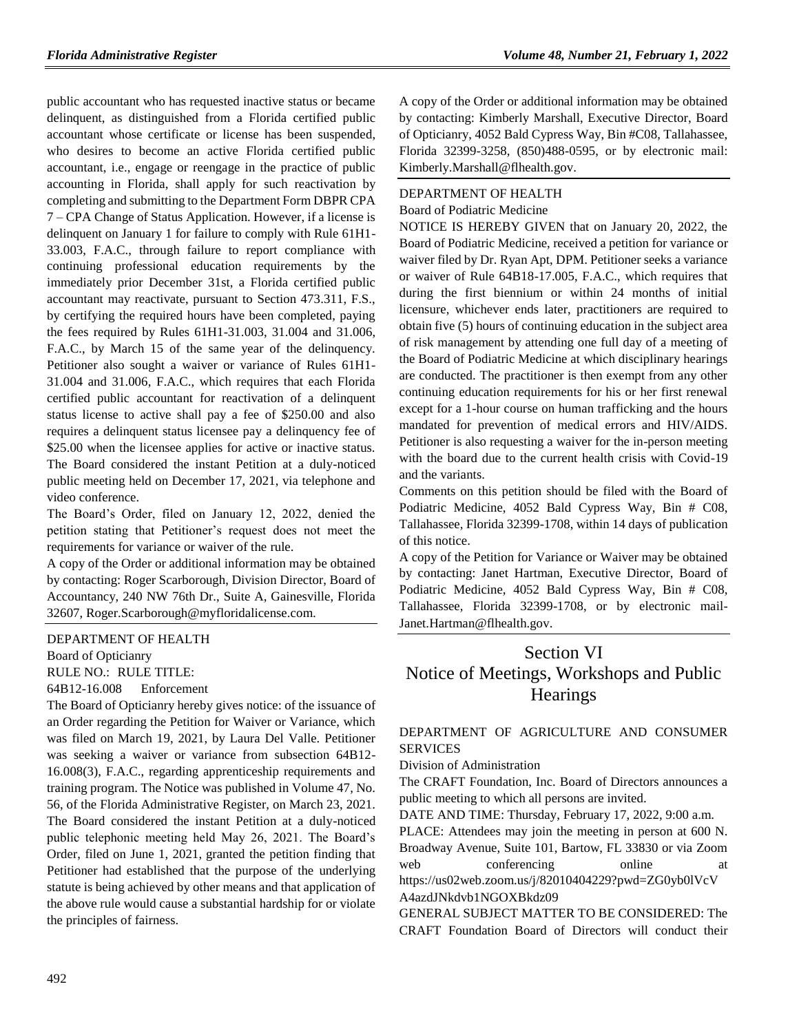public accountant who has requested inactive status or became delinquent, as distinguished from a Florida certified public accountant whose certificate or license has been suspended, who desires to become an active Florida certified public accountant, i.e., engage or reengage in the practice of public accounting in Florida, shall apply for such reactivation by completing and submitting to the Department Form DBPR CPA 7 – CPA Change of Status Application. However, if a license is delinquent on January 1 for failure to comply with Rule 61H1-33.003, F.A.C., through failure to report compliance with continuing professional education requirements by the immediately prior December 31st, a Florida certified public accountant may reactivate, pursuant to Section 473.311, F.S., by certifying the required hours have been completed, paying the fees required by Rules 61H1-31.003, 31.004 and 31.006, F.A.C., by March 15 of the same year of the delinquency. Petitioner also sought a waiver or variance of Rules 61H1-31.004 and 31.006, F.A.C., which requires that each Florida certified public accountant for reactivation of a delinquent status license to active shall pay a fee of $250.00 and also requires a delinquent status licensee pay a delinquency fee of $25.00 when the licensee applies for active or inactive status. The Board considered the instant Petition at a duly-noticed public meeting held on December 17, 2021, via telephone and video conference.

The Board's Order, filed on January 12, 2022, denied the petition stating that Petitioner's request does not meet the requirements for variance or waiver of the rule.

A copy of the Order or additional information may be obtained by contacting: Roger Scarborough, Division Director, Board of Accountancy, 240 NW 76th Dr., Suite A, Gainesville, Florida 32607, Roger.Scarborough@myfloridalicense.com.

DEPARTMENT OF HEALTH

Board of Opticianry

RULE NO.: RULE TITLE:

64B12-16.008 Enforcement

The Board of Opticianry hereby gives notice: of the issuance of an Order regarding the Petition for Waiver or Variance, which was filed on March 19, 2021, by Laura Del Valle. Petitioner was seeking a waiver or variance from subsection 64B12-16.008(3), F.A.C., regarding apprenticeship requirements and training program. The Notice was published in Volume 47, No. 56, of the Florida Administrative Register, on March 23, 2021. The Board considered the instant Petition at a duly-noticed public telephonic meeting held May 26, 2021. The Board's Order, filed on June 1, 2021, granted the petition finding that Petitioner had established that the purpose of the underlying statute is being achieved by other means and that application of the above rule would cause a substantial hardship for or violate the principles of fairness.

A copy of the Order or additional information may be obtained by contacting: Kimberly Marshall, Executive Director, Board of Opticianry, 4052 Bald Cypress Way, Bin #C08, Tallahassee, Florida 32399-3258, (850)488-0595, or by electronic mail: Kimberly.Marshall@flhealth.gov.

DEPARTMENT OF HEALTH

Board of Podiatric Medicine

NOTICE IS HEREBY GIVEN that on January 20, 2022, the Board of Podiatric Medicine, received a petition for variance or waiver filed by Dr. Ryan Apt, DPM. Petitioner seeks a variance or waiver of Rule 64B18-17.005, F.A.C., which requires that during the first biennium or within 24 months of initial licensure, whichever ends later, practitioners are required to obtain five (5) hours of continuing education in the subject area of risk management by attending one full day of a meeting of the Board of Podiatric Medicine at which disciplinary hearings are conducted. The practitioner is then exempt from any other continuing education requirements for his or her first renewal except for a 1-hour course on human trafficking and the hours mandated for prevention of medical errors and HIV/AIDS. Petitioner is also requesting a waiver for the in-person meeting with the board due to the current health crisis with Covid-19 and the variants.

Comments on this petition should be filed with the Board of Podiatric Medicine, 4052 Bald Cypress Way, Bin # C08, Tallahassee, Florida 32399-1708, within 14 days of publication of this notice.

A copy of the Petition for Variance or Waiver may be obtained by contacting: Janet Hartman, Executive Director, Board of Podiatric Medicine, 4052 Bald Cypress Way, Bin # C08, Tallahassee, Florida 32399-1708, or by electronic mail-Janet.Hartman@flhealth.gov.

# Section VI
# Notice of Meetings, Workshops and Public Hearings

DEPARTMENT OF AGRICULTURE AND CONSUMER SERVICES

Division of Administration

The CRAFT Foundation, Inc. Board of Directors announces a public meeting to which all persons are invited.

DATE AND TIME: Thursday, February 17, 2022, 9:00 a.m.

PLACE: Attendees may join the meeting in person at 600 N. Broadway Avenue, Suite 101, Bartow, FL 33830 or via Zoom web conferencing online at https://us02web.zoom.us/j/82010404229?pwd=ZG0yb0lVcVA4azdJNkdvb1NGOXBkdz09

GENERAL SUBJECT MATTER TO BE CONSIDERED: The CRAFT Foundation Board of Directors will conduct their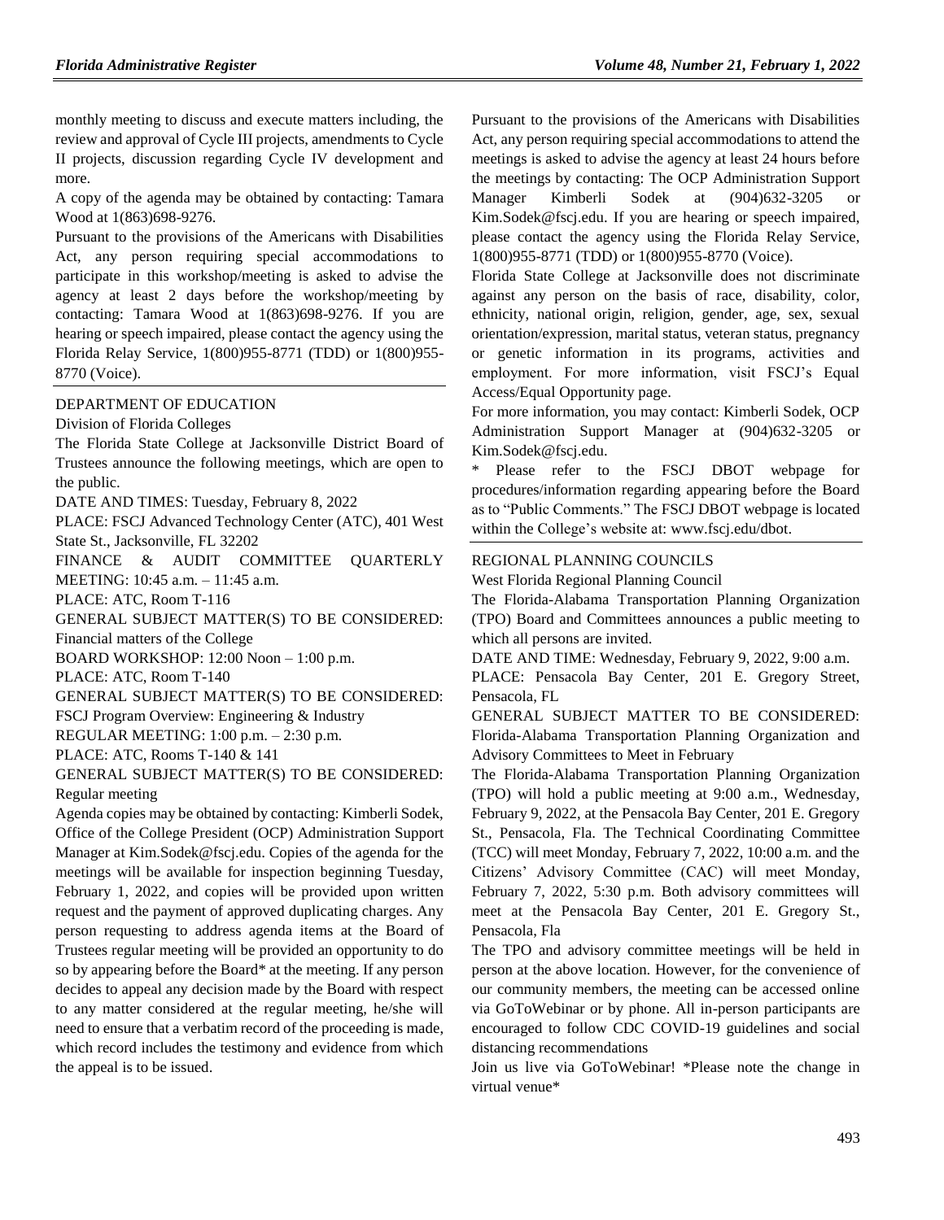monthly meeting to discuss and execute matters including, the review and approval of Cycle III projects, amendments to Cycle II projects, discussion regarding Cycle IV development and more.

A copy of the agenda may be obtained by contacting: Tamara Wood at 1(863)698-9276.

Pursuant to the provisions of the Americans with Disabilities Act, any person requiring special accommodations to participate in this workshop/meeting is asked to advise the agency at least 2 days before the workshop/meeting by contacting: Tamara Wood at 1(863)698-9276. If you are hearing or speech impaired, please contact the agency using the Florida Relay Service, 1(800)955-8771 (TDD) or 1(800)955-8770 (Voice).

DEPARTMENT OF EDUCATION

Division of Florida Colleges

The Florida State College at Jacksonville District Board of Trustees announce the following meetings, which are open to the public.

DATE AND TIMES: Tuesday, February 8, 2022

PLACE: FSCJ Advanced Technology Center (ATC), 401 West State St., Jacksonville, FL 32202

FINANCE & AUDIT COMMITTEE QUARTERLY MEETING: 10:45 a.m. – 11:45 a.m.

PLACE: ATC, Room T-116

GENERAL SUBJECT MATTER(S) TO BE CONSIDERED: Financial matters of the College

BOARD WORKSHOP: 12:00 Noon – 1:00 p.m.

PLACE: ATC, Room T-140

GENERAL SUBJECT MATTER(S) TO BE CONSIDERED: FSCJ Program Overview: Engineering & Industry

REGULAR MEETING: 1:00 p.m. – 2:30 p.m.

PLACE: ATC, Rooms T-140 & 141

GENERAL SUBJECT MATTER(S) TO BE CONSIDERED: Regular meeting

Agenda copies may be obtained by contacting: Kimberli Sodek, Office of the College President (OCP) Administration Support Manager at Kim.Sodek@fscj.edu. Copies of the agenda for the meetings will be available for inspection beginning Tuesday, February 1, 2022, and copies will be provided upon written request and the payment of approved duplicating charges. Any person requesting to address agenda items at the Board of Trustees regular meeting will be provided an opportunity to do so by appearing before the Board* at the meeting. If any person decides to appeal any decision made by the Board with respect to any matter considered at the regular meeting, he/she will need to ensure that a verbatim record of the proceeding is made, which record includes the testimony and evidence from which the appeal is to be issued.

Pursuant to the provisions of the Americans with Disabilities Act, any person requiring special accommodations to attend the meetings is asked to advise the agency at least 24 hours before the meetings by contacting: The OCP Administration Support Manager Kimberli Sodek at (904)632-3205 or Kim.Sodek@fscj.edu. If you are hearing or speech impaired, please contact the agency using the Florida Relay Service, 1(800)955-8771 (TDD) or 1(800)955-8770 (Voice).

Florida State College at Jacksonville does not discriminate against any person on the basis of race, disability, color, ethnicity, national origin, religion, gender, age, sex, sexual orientation/expression, marital status, veteran status, pregnancy or genetic information in its programs, activities and employment. For more information, visit FSCJ's Equal Access/Equal Opportunity page.

For more information, you may contact: Kimberli Sodek, OCP Administration Support Manager at (904)632-3205 or Kim.Sodek@fscj.edu.

* Please refer to the FSCJ DBOT webpage for procedures/information regarding appearing before the Board as to "Public Comments." The FSCJ DBOT webpage is located within the College's website at: www.fscj.edu/dbot.

REGIONAL PLANNING COUNCILS

West Florida Regional Planning Council

The Florida-Alabama Transportation Planning Organization (TPO) Board and Committees announces a public meeting to which all persons are invited.

DATE AND TIME: Wednesday, February 9, 2022, 9:00 a.m.

PLACE: Pensacola Bay Center, 201 E. Gregory Street, Pensacola, FL

GENERAL SUBJECT MATTER TO BE CONSIDERED: Florida-Alabama Transportation Planning Organization and Advisory Committees to Meet in February

The Florida-Alabama Transportation Planning Organization (TPO) will hold a public meeting at 9:00 a.m., Wednesday, February 9, 2022, at the Pensacola Bay Center, 201 E. Gregory St., Pensacola, Fla. The Technical Coordinating Committee (TCC) will meet Monday, February 7, 2022, 10:00 a.m. and the Citizens' Advisory Committee (CAC) will meet Monday, February 7, 2022, 5:30 p.m. Both advisory committees will meet at the Pensacola Bay Center, 201 E. Gregory St., Pensacola, Fla

The TPO and advisory committee meetings will be held in person at the above location. However, for the convenience of our community members, the meeting can be accessed online via GoToWebinar or by phone. All in-person participants are encouraged to follow CDC COVID-19 guidelines and social distancing recommendations

Join us live via GoToWebinar! *Please note the change in virtual venue*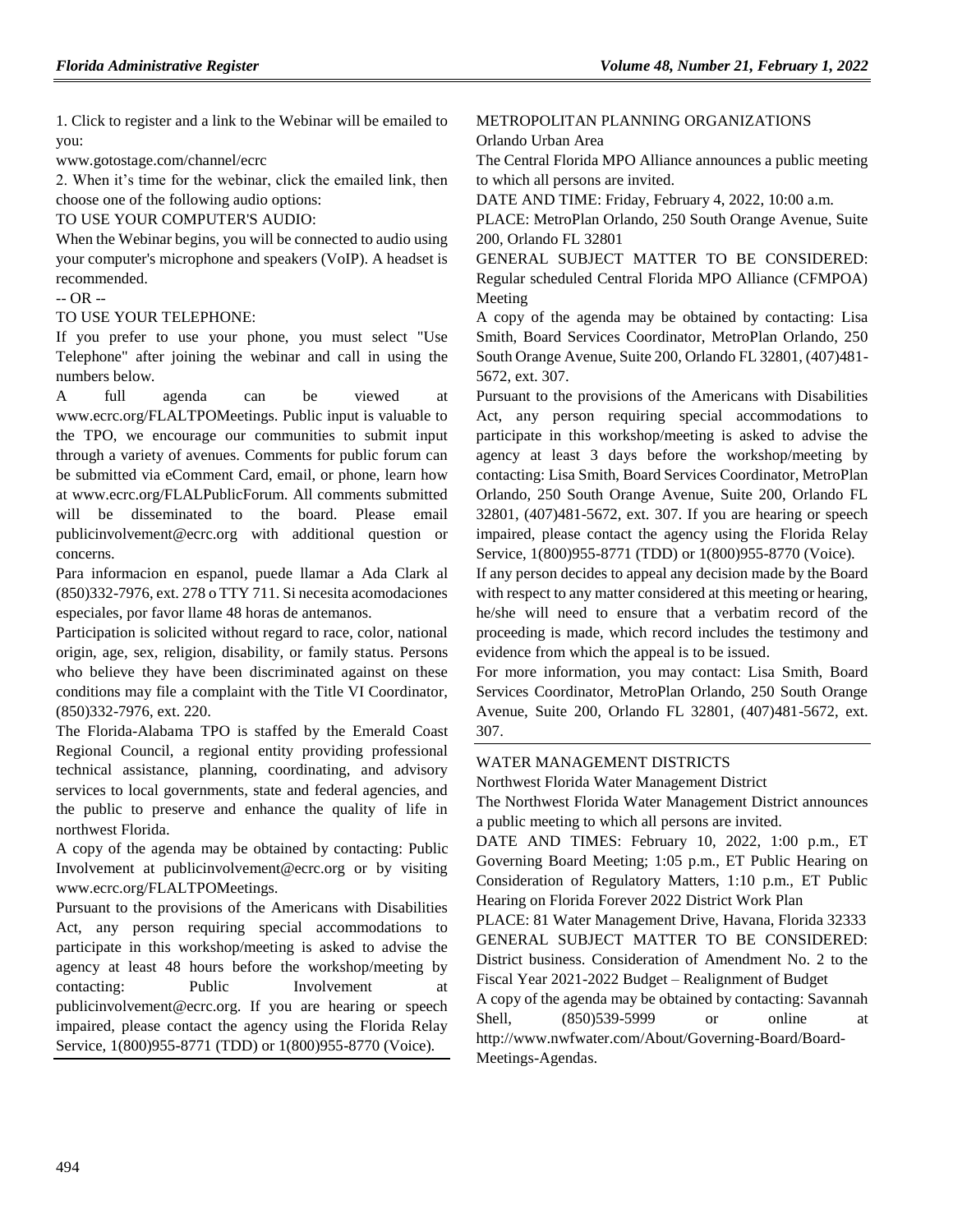1. Click to register and a link to the Webinar will be emailed to you:

www.gotostage.com/channel/ecrc

2. When it's time for the webinar, click the emailed link, then choose one of the following audio options:

TO USE YOUR COMPUTER'S AUDIO:

When the Webinar begins, you will be connected to audio using your computer's microphone and speakers (VoIP). A headset is recommended.

-- OR --

TO USE YOUR TELEPHONE:

If you prefer to use your phone, you must select "Use Telephone" after joining the webinar and call in using the numbers below.

A full agenda can be viewed at www.ecrc.org/FLALTPOMeetings. Public input is valuable to the TPO, we encourage our communities to submit input through a variety of avenues. Comments for public forum can be submitted via eComment Card, email, or phone, learn how at www.ecrc.org/FLALPublicForum. All comments submitted will be disseminated to the board. Please email publicinvolvement@ecrc.org with additional question or concerns.

Para informacion en espanol, puede llamar a Ada Clark al (850)332-7976, ext. 278 o TTY 711. Si necesita acomodaciones especiales, por favor llame 48 horas de antemanos.

Participation is solicited without regard to race, color, national origin, age, sex, religion, disability, or family status. Persons who believe they have been discriminated against on these conditions may file a complaint with the Title VI Coordinator, (850)332-7976, ext. 220.

The Florida-Alabama TPO is staffed by the Emerald Coast Regional Council, a regional entity providing professional technical assistance, planning, coordinating, and advisory services to local governments, state and federal agencies, and the public to preserve and enhance the quality of life in northwest Florida.

A copy of the agenda may be obtained by contacting: Public Involvement at publicinvolvement@ecrc.org or by visiting www.ecrc.org/FLALTPOMeetings.

Pursuant to the provisions of the Americans with Disabilities Act, any person requiring special accommodations to participate in this workshop/meeting is asked to advise the agency at least 48 hours before the workshop/meeting by contacting: Public Involvement at publicinvolvement@ecrc.org. If you are hearing or speech impaired, please contact the agency using the Florida Relay Service, 1(800)955-8771 (TDD) or 1(800)955-8770 (Voice).

---

METROPOLITAN PLANNING ORGANIZATIONS

Orlando Urban Area

The Central Florida MPO Alliance announces a public meeting to which all persons are invited.

DATE AND TIME: Friday, February 4, 2022, 10:00 a.m.

PLACE: MetroPlan Orlando, 250 South Orange Avenue, Suite 200, Orlando FL 32801

GENERAL SUBJECT MATTER TO BE CONSIDERED: Regular scheduled Central Florida MPO Alliance (CFMPOA) Meeting

A copy of the agenda may be obtained by contacting: Lisa Smith, Board Services Coordinator, MetroPlan Orlando, 250 South Orange Avenue, Suite 200, Orlando FL 32801, (407)481-5672, ext. 307.

Pursuant to the provisions of the Americans with Disabilities Act, any person requiring special accommodations to participate in this workshop/meeting is asked to advise the agency at least 3 days before the workshop/meeting by contacting: Lisa Smith, Board Services Coordinator, MetroPlan Orlando, 250 South Orange Avenue, Suite 200, Orlando FL 32801, (407)481-5672, ext. 307. If you are hearing or speech impaired, please contact the agency using the Florida Relay Service, 1(800)955-8771 (TDD) or 1(800)955-8770 (Voice).

If any person decides to appeal any decision made by the Board with respect to any matter considered at this meeting or hearing, he/she will need to ensure that a verbatim record of the proceeding is made, which record includes the testimony and evidence from which the appeal is to be issued.

For more information, you may contact: Lisa Smith, Board Services Coordinator, MetroPlan Orlando, 250 South Orange Avenue, Suite 200, Orlando FL 32801, (407)481-5672, ext. 307.

---

WATER MANAGEMENT DISTRICTS

Northwest Florida Water Management District

The Northwest Florida Water Management District announces a public meeting to which all persons are invited.

DATE AND TIMES: February 10, 2022, 1:00 p.m., ET Governing Board Meeting; 1:05 p.m., ET Public Hearing on Consideration of Regulatory Matters, 1:10 p.m., ET Public Hearing on Florida Forever 2022 District Work Plan

PLACE: 81 Water Management Drive, Havana, Florida 32333

GENERAL SUBJECT MATTER TO BE CONSIDERED: District business. Consideration of Amendment No. 2 to the Fiscal Year 2021-2022 Budget – Realignment of Budget

A copy of the agenda may be obtained by contacting: Savannah Shell, (850)539-5999 or online at http://www.nwfwater.com/About/Governing-Board/Board-Meetings-Agendas.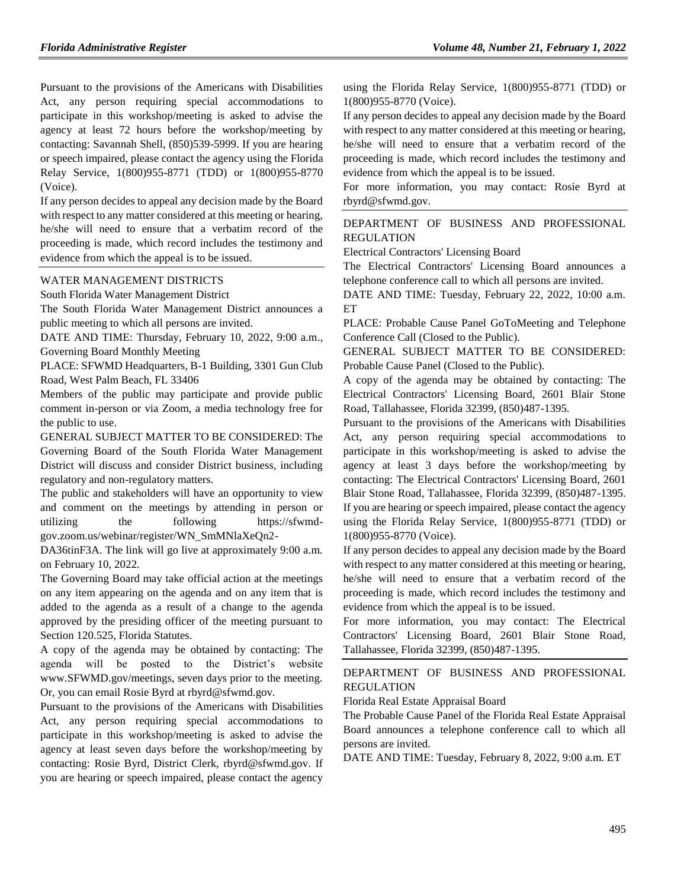Pursuant to the provisions of the Americans with Disabilities Act, any person requiring special accommodations to participate in this workshop/meeting is asked to advise the agency at least 72 hours before the workshop/meeting by contacting: Savannah Shell, (850)539-5999. If you are hearing or speech impaired, please contact the agency using the Florida Relay Service, 1(800)955-8771 (TDD) or 1(800)955-8770 (Voice).

If any person decides to appeal any decision made by the Board with respect to any matter considered at this meeting or hearing, he/she will need to ensure that a verbatim record of the proceeding is made, which record includes the testimony and evidence from which the appeal is to be issued.

WATER MANAGEMENT DISTRICTS

South Florida Water Management District

The South Florida Water Management District announces a public meeting to which all persons are invited.

DATE AND TIME: Thursday, February 10, 2022, 9:00 a.m., Governing Board Monthly Meeting

PLACE: SFWMD Headquarters, B-1 Building, 3301 Gun Club Road, West Palm Beach, FL 33406

Members of the public may participate and provide public comment in-person or via Zoom, a media technology free for the public to use.

GENERAL SUBJECT MATTER TO BE CONSIDERED: The Governing Board of the South Florida Water Management District will discuss and consider District business, including regulatory and non-regulatory matters.

The public and stakeholders will have an opportunity to view and comment on the meetings by attending in person or utilizing the following https://sfwmd-gov.zoom.us/webinar/register/WN_SmMNlaXeQn2-DA36tinF3A. The link will go live at approximately 9:00 a.m. on February 10, 2022.

The Governing Board may take official action at the meetings on any item appearing on the agenda and on any item that is added to the agenda as a result of a change to the agenda approved by the presiding officer of the meeting pursuant to Section 120.525, Florida Statutes.

A copy of the agenda may be obtained by contacting: The agenda will be posted to the District's website www.SFWMD.gov/meetings, seven days prior to the meeting. Or, you can email Rosie Byrd at rbyrd@sfwmd.gov.

Pursuant to the provisions of the Americans with Disabilities Act, any person requiring special accommodations to participate in this workshop/meeting is asked to advise the agency at least seven days before the workshop/meeting by contacting: Rosie Byrd, District Clerk, rbyrd@sfwmd.gov. If you are hearing or speech impaired, please contact the agency using the Florida Relay Service, 1(800)955-8771 (TDD) or 1(800)955-8770 (Voice).

If any person decides to appeal any decision made by the Board with respect to any matter considered at this meeting or hearing, he/she will need to ensure that a verbatim record of the proceeding is made, which record includes the testimony and evidence from which the appeal is to be issued.

For more information, you may contact: Rosie Byrd at rbyrd@sfwmd.gov.

DEPARTMENT OF BUSINESS AND PROFESSIONAL REGULATION

Electrical Contractors' Licensing Board

The Electrical Contractors' Licensing Board announces a telephone conference call to which all persons are invited.

DATE AND TIME: Tuesday, February 22, 2022, 10:00 a.m. ET

PLACE: Probable Cause Panel GoToMeeting and Telephone Conference Call (Closed to the Public).

GENERAL SUBJECT MATTER TO BE CONSIDERED: Probable Cause Panel (Closed to the Public).

A copy of the agenda may be obtained by contacting: The Electrical Contractors' Licensing Board, 2601 Blair Stone Road, Tallahassee, Florida 32399, (850)487-1395.

Pursuant to the provisions of the Americans with Disabilities Act, any person requiring special accommodations to participate in this workshop/meeting is asked to advise the agency at least 3 days before the workshop/meeting by contacting: The Electrical Contractors' Licensing Board, 2601 Blair Stone Road, Tallahassee, Florida 32399, (850)487-1395. If you are hearing or speech impaired, please contact the agency using the Florida Relay Service, 1(800)955-8771 (TDD) or 1(800)955-8770 (Voice).

If any person decides to appeal any decision made by the Board with respect to any matter considered at this meeting or hearing, he/she will need to ensure that a verbatim record of the proceeding is made, which record includes the testimony and evidence from which the appeal is to be issued.

For more information, you may contact: The Electrical Contractors' Licensing Board, 2601 Blair Stone Road, Tallahassee, Florida 32399, (850)487-1395.

DEPARTMENT OF BUSINESS AND PROFESSIONAL REGULATION

Florida Real Estate Appraisal Board

The Probable Cause Panel of the Florida Real Estate Appraisal Board announces a telephone conference call to which all persons are invited.

DATE AND TIME: Tuesday, February 8, 2022, 9:00 a.m. ET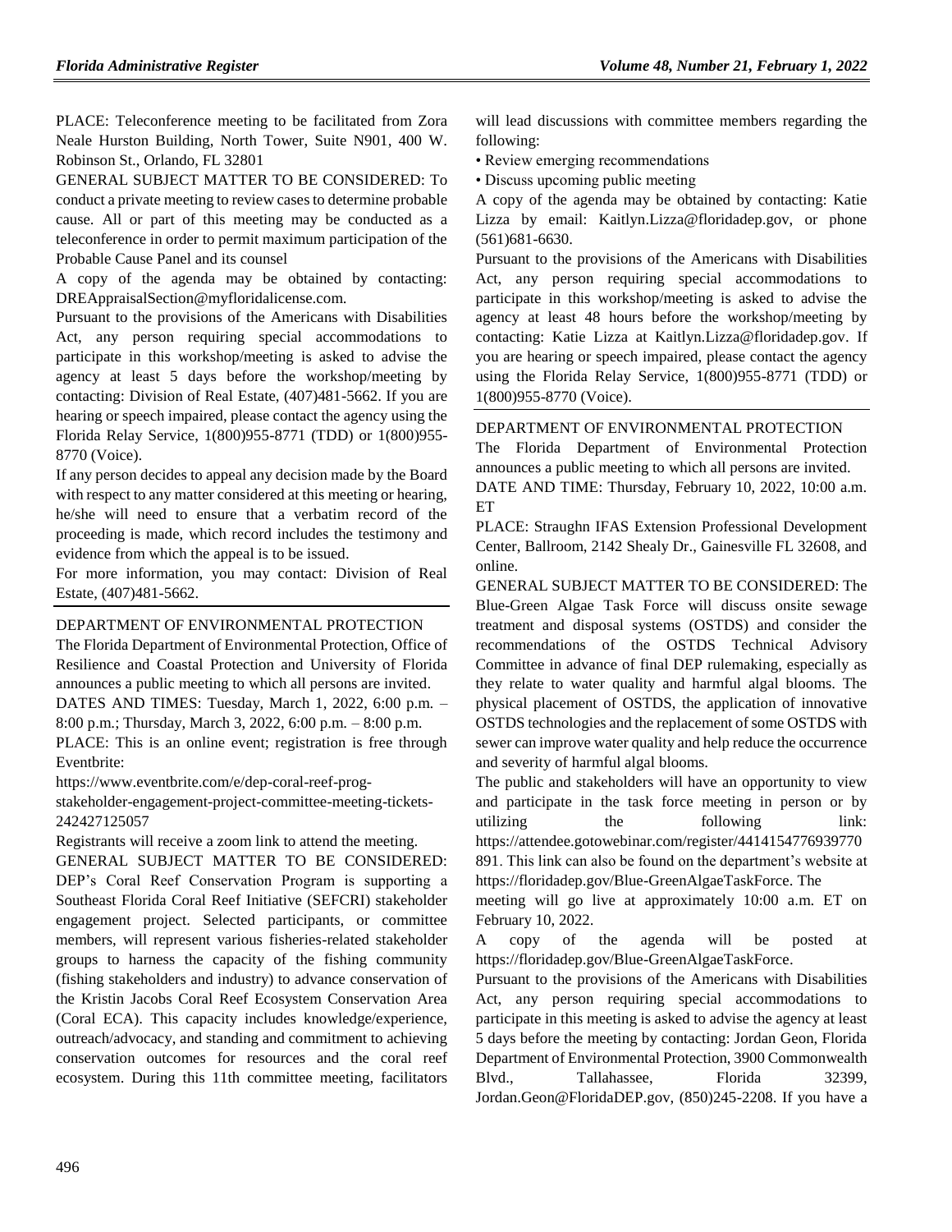PLACE: Teleconference meeting to be facilitated from Zora Neale Hurston Building, North Tower, Suite N901, 400 W. Robinson St., Orlando, FL 32801

GENERAL SUBJECT MATTER TO BE CONSIDERED: To conduct a private meeting to review cases to determine probable cause. All or part of this meeting may be conducted as a teleconference in order to permit maximum participation of the Probable Cause Panel and its counsel

A copy of the agenda may be obtained by contacting: DREAppraisalSection@myfloridalicense.com.

Pursuant to the provisions of the Americans with Disabilities Act, any person requiring special accommodations to participate in this workshop/meeting is asked to advise the agency at least 5 days before the workshop/meeting by contacting: Division of Real Estate, (407)481-5662. If you are hearing or speech impaired, please contact the agency using the Florida Relay Service, 1(800)955-8771 (TDD) or 1(800)955-8770 (Voice).

If any person decides to appeal any decision made by the Board with respect to any matter considered at this meeting or hearing, he/she will need to ensure that a verbatim record of the proceeding is made, which record includes the testimony and evidence from which the appeal is to be issued.

For more information, you may contact: Division of Real Estate, (407)481-5662.

---

DEPARTMENT OF ENVIRONMENTAL PROTECTION

The Florida Department of Environmental Protection, Office of Resilience and Coastal Protection and University of Florida announces a public meeting to which all persons are invited.

DATES AND TIMES: Tuesday, March 1, 2022, 6:00 p.m. – 8:00 p.m.; Thursday, March 3, 2022, 6:00 p.m. – 8:00 p.m.

PLACE: This is an online event; registration is free through Eventbrite:

https://www.eventbrite.com/e/dep-coral-reef-prog-stakeholder-engagement-project-committee-meeting-tickets-242427125057

Registrants will receive a zoom link to attend the meeting.

GENERAL SUBJECT MATTER TO BE CONSIDERED: DEP's Coral Reef Conservation Program is supporting a Southeast Florida Coral Reef Initiative (SEFCRI) stakeholder engagement project. Selected participants, or committee members, will represent various fisheries-related stakeholder groups to harness the capacity of the fishing community (fishing stakeholders and industry) to advance conservation of the Kristin Jacobs Coral Reef Ecosystem Conservation Area (Coral ECA). This capacity includes knowledge/experience, outreach/advocacy, and standing and commitment to achieving conservation outcomes for resources and the coral reef ecosystem. During this 11th committee meeting, facilitators will lead discussions with committee members regarding the following:

- Review emerging recommendations
- Discuss upcoming public meeting

A copy of the agenda may be obtained by contacting: Katie Lizza by email: Kaitlyn.Lizza@floridadep.gov, or phone (561)681-6630.

Pursuant to the provisions of the Americans with Disabilities Act, any person requiring special accommodations to participate in this workshop/meeting is asked to advise the agency at least 48 hours before the workshop/meeting by contacting: Katie Lizza at Kaitlyn.Lizza@floridadep.gov. If you are hearing or speech impaired, please contact the agency using the Florida Relay Service, 1(800)955-8771 (TDD) or 1(800)955-8770 (Voice).

---

DEPARTMENT OF ENVIRONMENTAL PROTECTION

The Florida Department of Environmental Protection announces a public meeting to which all persons are invited.

DATE AND TIME: Thursday, February 10, 2022, 10:00 a.m. ET

PLACE: Straughn IFAS Extension Professional Development Center, Ballroom, 2142 Shealy Dr., Gainesville FL 32608, and online.

GENERAL SUBJECT MATTER TO BE CONSIDERED: The Blue-Green Algae Task Force will discuss onsite sewage treatment and disposal systems (OSTDS) and consider the recommendations of the OSTDS Technical Advisory Committee in advance of final DEP rulemaking, especially as they relate to water quality and harmful algal blooms. The physical placement of OSTDS, the application of innovative OSTDS technologies and the replacement of some OSTDS with sewer can improve water quality and help reduce the occurrence and severity of harmful algal blooms.

The public and stakeholders will have an opportunity to view and participate in the task force meeting in person or by utilizing the following link: https://attendee.gotowebinar.com/register/4414154776939770891. This link can also be found on the department's website at https://floridadep.gov/Blue-GreenAlgaeTaskForce. The meeting will go live at approximately 10:00 a.m. ET on February 10, 2022.

A copy of the agenda will be posted at https://floridadep.gov/Blue-GreenAlgaeTaskForce.

Pursuant to the provisions of the Americans with Disabilities Act, any person requiring special accommodations to participate in this meeting is asked to advise the agency at least 5 days before the meeting by contacting: Jordan Geon, Florida Department of Environmental Protection, 3900 Commonwealth Blvd., Tallahassee, Florida 32399, Jordan.Geon@FloridaDEP.gov, (850)245-2208. If you have a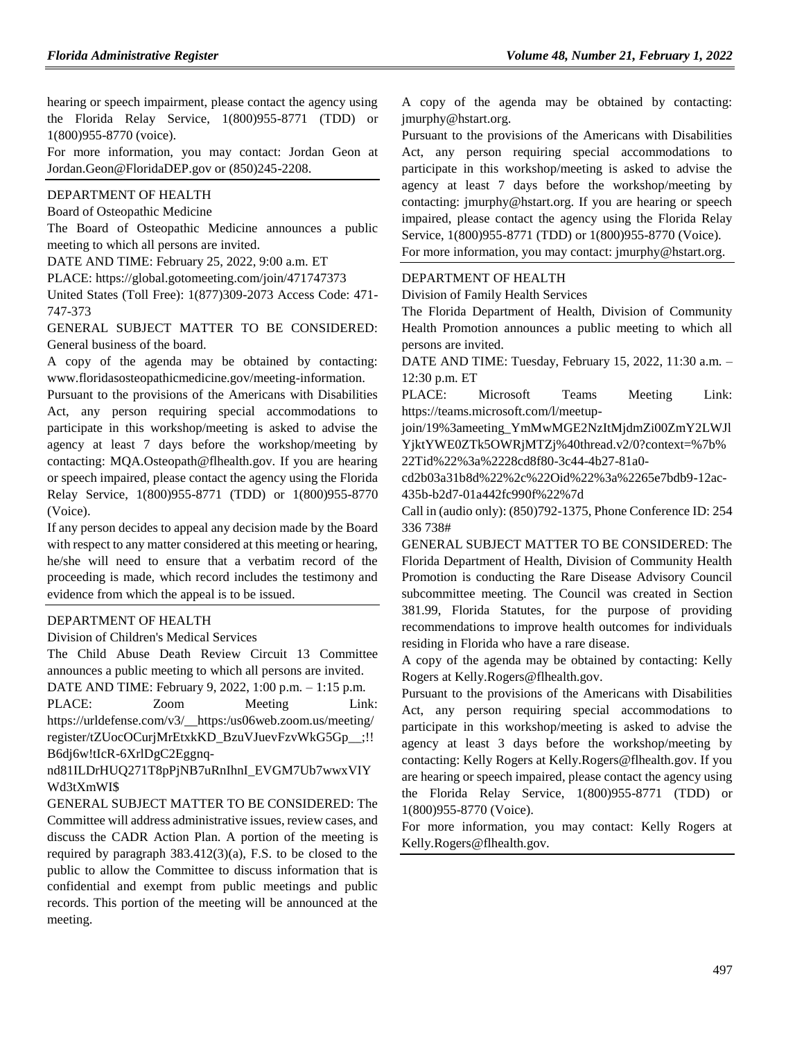hearing or speech impairment, please contact the agency using the Florida Relay Service, 1(800)955-8771 (TDD) or 1(800)955-8770 (voice).

For more information, you may contact: Jordan Geon at Jordan.Geon@FloridaDEP.gov or (850)245-2208.

DEPARTMENT OF HEALTH

Board of Osteopathic Medicine

The Board of Osteopathic Medicine announces a public meeting to which all persons are invited.

DATE AND TIME: February 25, 2022, 9:00 a.m. ET

PLACE: https://global.gotomeeting.com/join/471747373

United States (Toll Free): 1(877)309-2073 Access Code: 471-747-373

GENERAL SUBJECT MATTER TO BE CONSIDERED: General business of the board.

A copy of the agenda may be obtained by contacting: www.floridasosteopathicmedicine.gov/meeting-information.

Pursuant to the provisions of the Americans with Disabilities Act, any person requiring special accommodations to participate in this workshop/meeting is asked to advise the agency at least 7 days before the workshop/meeting by contacting: MQA.Osteopath@flhealth.gov. If you are hearing or speech impaired, please contact the agency using the Florida Relay Service, 1(800)955-8771 (TDD) or 1(800)955-8770 (Voice).

If any person decides to appeal any decision made by the Board with respect to any matter considered at this meeting or hearing, he/she will need to ensure that a verbatim record of the proceeding is made, which record includes the testimony and evidence from which the appeal is to be issued.

DEPARTMENT OF HEALTH

Division of Children's Medical Services

The Child Abuse Death Review Circuit 13 Committee announces a public meeting to which all persons are invited.

DATE AND TIME: February 9, 2022, 1:00 p.m. – 1:15 p.m.

PLACE: Zoom Meeting Link: https://urldefense.com/v3/__https:/us06web.zoom.us/meeting/register/tZUocOCurjMrEtxkKD_BzuVJuevFzvWkG5Gp__;!!B6dj6w!tIcR-6XrlDgC2Eggnq-nd81ILDrHUQ271T8pPjNB7uRnIhnI_EVGM7Ub7wwxVIYWd3tXmWI$

GENERAL SUBJECT MATTER TO BE CONSIDERED: The Committee will address administrative issues, review cases, and discuss the CADR Action Plan. A portion of the meeting is required by paragraph 383.412(3)(a), F.S. to be closed to the public to allow the Committee to discuss information that is confidential and exempt from public meetings and public records. This portion of the meeting will be announced at the meeting.

A copy of the agenda may be obtained by contacting: jmurphy@hstart.org.

Pursuant to the provisions of the Americans with Disabilities Act, any person requiring special accommodations to participate in this workshop/meeting is asked to advise the agency at least 7 days before the workshop/meeting by contacting: jmurphy@hstart.org. If you are hearing or speech impaired, please contact the agency using the Florida Relay Service, 1(800)955-8771 (TDD) or 1(800)955-8770 (Voice).

For more information, you may contact: jmurphy@hstart.org.

DEPARTMENT OF HEALTH

Division of Family Health Services

The Florida Department of Health, Division of Community Health Promotion announces a public meeting to which all persons are invited.

DATE AND TIME: Tuesday, February 15, 2022, 11:30 a.m. – 12:30 p.m. ET

PLACE: Microsoft Teams Meeting Link: https://teams.microsoft.com/l/meetup-join/19%3ameeting_YmMwMGE2NzItMjdmZi00ZmY2LWJlYjktYWE0ZTk5OWRjMTZj%40thread.v2/0?context=%7b%22Tid%22%3a%2228cd8f80-3c44-4b27-81a0-cd2b03a31b8d%22%2c%22Oid%22%3a%2265e7bdb9-12ac-435b-b2d7-01a442fc990f%22%7d

Call in (audio only): (850)792-1375, Phone Conference ID: 254 336 738#

GENERAL SUBJECT MATTER TO BE CONSIDERED: The Florida Department of Health, Division of Community Health Promotion is conducting the Rare Disease Advisory Council subcommittee meeting. The Council was created in Section 381.99, Florida Statutes, for the purpose of providing recommendations to improve health outcomes for individuals residing in Florida who have a rare disease.

A copy of the agenda may be obtained by contacting: Kelly Rogers at Kelly.Rogers@flhealth.gov.

Pursuant to the provisions of the Americans with Disabilities Act, any person requiring special accommodations to participate in this workshop/meeting is asked to advise the agency at least 3 days before the workshop/meeting by contacting: Kelly Rogers at Kelly.Rogers@flhealth.gov. If you are hearing or speech impaired, please contact the agency using the Florida Relay Service, 1(800)955-8771 (TDD) or 1(800)955-8770 (Voice).

For more information, you may contact: Kelly Rogers at Kelly.Rogers@flhealth.gov.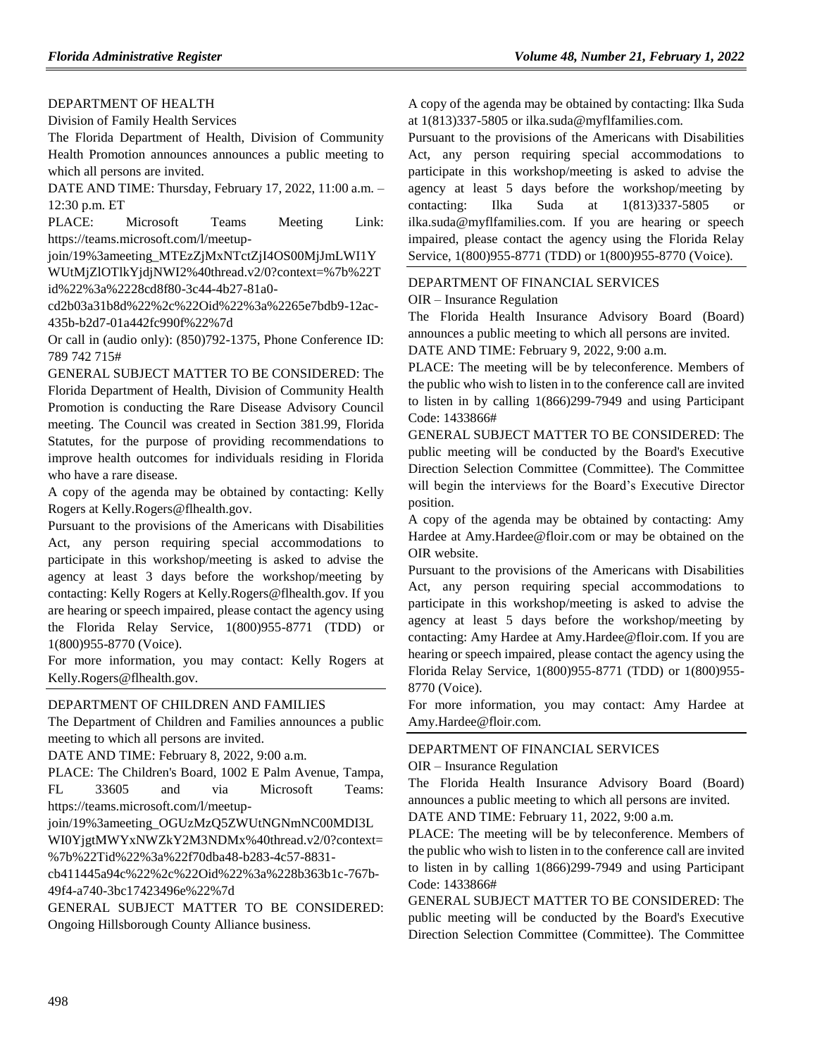DEPARTMENT OF HEALTH

Division of Family Health Services

The Florida Department of Health, Division of Community Health Promotion announces announces a public meeting to which all persons are invited.

DATE AND TIME: Thursday, February 17, 2022, 11:00 a.m. – 12:30 p.m. ET

PLACE: Microsoft Teams Meeting Link: https://teams.microsoft.com/l/meetup-join/19%3ameeting_MTEzZjMxNTctZjI4OS00MjJmLWI1YWUtMjZlOTlkYjdjNWI2%40thread.v2/0?context=%7b%22Tid%22%3a%2228cd8f80-3c44-4b27-81a0-cd2b03a31b8d%22%2c%22Oid%22%3a%2265e7bdb9-12ac-435b-b2d7-01a442fc990f%22%7d

Or call in (audio only): (850)792-1375, Phone Conference ID: 789 742 715#

GENERAL SUBJECT MATTER TO BE CONSIDERED: The Florida Department of Health, Division of Community Health Promotion is conducting the Rare Disease Advisory Council meeting. The Council was created in Section 381.99, Florida Statutes, for the purpose of providing recommendations to improve health outcomes for individuals residing in Florida who have a rare disease.

A copy of the agenda may be obtained by contacting: Kelly Rogers at Kelly.Rogers@flhealth.gov.

Pursuant to the provisions of the Americans with Disabilities Act, any person requiring special accommodations to participate in this workshop/meeting is asked to advise the agency at least 3 days before the workshop/meeting by contacting: Kelly Rogers at Kelly.Rogers@flhealth.gov. If you are hearing or speech impaired, please contact the agency using the Florida Relay Service, 1(800)955-8771 (TDD) or 1(800)955-8770 (Voice).

For more information, you may contact: Kelly Rogers at Kelly.Rogers@flhealth.gov.

---

DEPARTMENT OF CHILDREN AND FAMILIES

The Department of Children and Families announces a public meeting to which all persons are invited.

DATE AND TIME: February 8, 2022, 9:00 a.m.

PLACE: The Children's Board, 1002 E Palm Avenue, Tampa, FL 33605 and via Microsoft Teams: https://teams.microsoft.com/l/meetup-join/19%3ameeting_OGUzMzQ5ZWUtNGNmNC00MDI3LWI0YjgtMWYxNWZkY2M3NDMx%40thread.v2/0?context=%7b%22Tid%22%3a%22f70dba48-b283-4c57-8831-cb411445a94c%22%2c%22Oid%22%3a%228b363b1c-767b-49f4-a740-3bc17423496e%22%7d

GENERAL SUBJECT MATTER TO BE CONSIDERED: Ongoing Hillsborough County Alliance business.

A copy of the agenda may be obtained by contacting: Ilka Suda at 1(813)337-5805 or ilka.suda@myflfamilies.com.

Pursuant to the provisions of the Americans with Disabilities Act, any person requiring special accommodations to participate in this workshop/meeting is asked to advise the agency at least 5 days before the workshop/meeting by contacting: Ilka Suda at 1(813)337-5805 or ilka.suda@myflfamilies.com. If you are hearing or speech impaired, please contact the agency using the Florida Relay Service, 1(800)955-8771 (TDD) or 1(800)955-8770 (Voice).

---

DEPARTMENT OF FINANCIAL SERVICES

OIR – Insurance Regulation

The Florida Health Insurance Advisory Board (Board) announces a public meeting to which all persons are invited.

DATE AND TIME: February 9, 2022, 9:00 a.m.

PLACE: The meeting will be by teleconference. Members of the public who wish to listen in to the conference call are invited to listen in by calling 1(866)299-7949 and using Participant Code: 1433866#

GENERAL SUBJECT MATTER TO BE CONSIDERED: The public meeting will be conducted by the Board's Executive Direction Selection Committee (Committee). The Committee will begin the interviews for the Board's Executive Director position.

A copy of the agenda may be obtained by contacting: Amy Hardee at Amy.Hardee@floir.com or may be obtained on the OIR website.

Pursuant to the provisions of the Americans with Disabilities Act, any person requiring special accommodations to participate in this workshop/meeting is asked to advise the agency at least 5 days before the workshop/meeting by contacting: Amy Hardee at Amy.Hardee@floir.com. If you are hearing or speech impaired, please contact the agency using the Florida Relay Service, 1(800)955-8771 (TDD) or 1(800)955-8770 (Voice).

For more information, you may contact: Amy Hardee at Amy.Hardee@floir.com.

---

DEPARTMENT OF FINANCIAL SERVICES

OIR – Insurance Regulation

The Florida Health Insurance Advisory Board (Board) announces a public meeting to which all persons are invited.

DATE AND TIME: February 11, 2022, 9:00 a.m.

PLACE: The meeting will be by teleconference. Members of the public who wish to listen in to the conference call are invited to listen in by calling 1(866)299-7949 and using Participant Code: 1433866#

GENERAL SUBJECT MATTER TO BE CONSIDERED: The public meeting will be conducted by the Board's Executive Direction Selection Committee (Committee). The Committee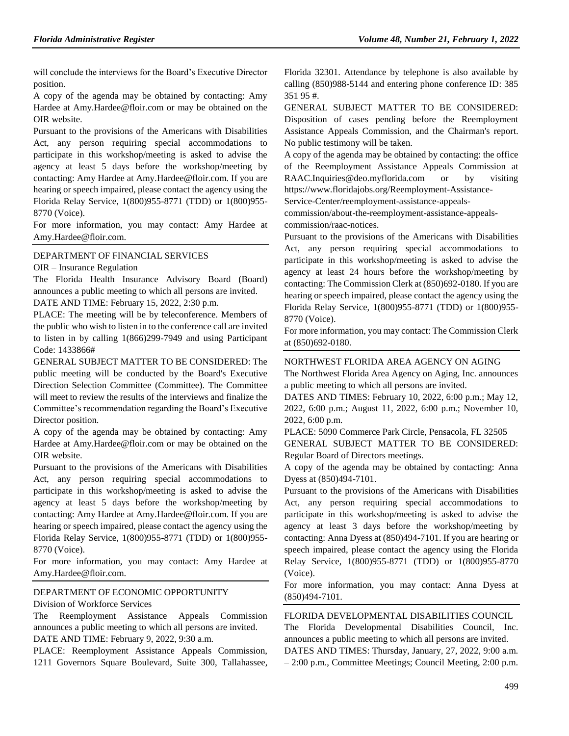will conclude the interviews for the Board's Executive Director position.

A copy of the agenda may be obtained by contacting: Amy Hardee at Amy.Hardee@floir.com or may be obtained on the OIR website.

Pursuant to the provisions of the Americans with Disabilities Act, any person requiring special accommodations to participate in this workshop/meeting is asked to advise the agency at least 5 days before the workshop/meeting by contacting: Amy Hardee at Amy.Hardee@floir.com. If you are hearing or speech impaired, please contact the agency using the Florida Relay Service, 1(800)955-8771 (TDD) or 1(800)955-8770 (Voice).

For more information, you may contact: Amy Hardee at Amy.Hardee@floir.com.

DEPARTMENT OF FINANCIAL SERVICES

OIR – Insurance Regulation

The Florida Health Insurance Advisory Board (Board) announces a public meeting to which all persons are invited.

DATE AND TIME: February 15, 2022, 2:30 p.m.

PLACE: The meeting will be by teleconference. Members of the public who wish to listen in to the conference call are invited to listen in by calling 1(866)299-7949 and using Participant Code: 1433866#

GENERAL SUBJECT MATTER TO BE CONSIDERED: The public meeting will be conducted by the Board's Executive Direction Selection Committee (Committee). The Committee will meet to review the results of the interviews and finalize the Committee's recommendation regarding the Board's Executive Director position.

A copy of the agenda may be obtained by contacting: Amy Hardee at Amy.Hardee@floir.com or may be obtained on the OIR website.

Pursuant to the provisions of the Americans with Disabilities Act, any person requiring special accommodations to participate in this workshop/meeting is asked to advise the agency at least 5 days before the workshop/meeting by contacting: Amy Hardee at Amy.Hardee@floir.com. If you are hearing or speech impaired, please contact the agency using the Florida Relay Service, 1(800)955-8771 (TDD) or 1(800)955-8770 (Voice).

For more information, you may contact: Amy Hardee at Amy.Hardee@floir.com.

DEPARTMENT OF ECONOMIC OPPORTUNITY

Division of Workforce Services

The Reemployment Assistance Appeals Commission announces a public meeting to which all persons are invited.

DATE AND TIME: February 9, 2022, 9:30 a.m.

PLACE: Reemployment Assistance Appeals Commission, 1211 Governors Square Boulevard, Suite 300, Tallahassee, Florida 32301. Attendance by telephone is also available by calling (850)988-5144 and entering phone conference ID: 385 351 95 #.

GENERAL SUBJECT MATTER TO BE CONSIDERED: Disposition of cases pending before the Reemployment Assistance Appeals Commission, and the Chairman's report. No public testimony will be taken.

A copy of the agenda may be obtained by contacting: the office of the Reemployment Assistance Appeals Commission at RAAC.Inquiries@deo.myflorida.com or by visiting https://www.floridajobs.org/Reemployment-Assistance-Service-Center/reemployment-assistance-appeals-commission/about-the-reemployment-assistance-appeals-commission/raac-notices.

Pursuant to the provisions of the Americans with Disabilities Act, any person requiring special accommodations to participate in this workshop/meeting is asked to advise the agency at least 24 hours before the workshop/meeting by contacting: The Commission Clerk at (850)692-0180. If you are hearing or speech impaired, please contact the agency using the Florida Relay Service, 1(800)955-8771 (TDD) or 1(800)955-8770 (Voice).

For more information, you may contact: The Commission Clerk at (850)692-0180.

NORTHWEST FLORIDA AREA AGENCY ON AGING

The Northwest Florida Area Agency on Aging, Inc. announces a public meeting to which all persons are invited.

DATES AND TIMES: February 10, 2022, 6:00 p.m.; May 12, 2022, 6:00 p.m.; August 11, 2022, 6:00 p.m.; November 10, 2022, 6:00 p.m.

PLACE: 5090 Commerce Park Circle, Pensacola, FL 32505

GENERAL SUBJECT MATTER TO BE CONSIDERED: Regular Board of Directors meetings.

A copy of the agenda may be obtained by contacting: Anna Dyess at (850)494-7101.

Pursuant to the provisions of the Americans with Disabilities Act, any person requiring special accommodations to participate in this workshop/meeting is asked to advise the agency at least 3 days before the workshop/meeting by contacting: Anna Dyess at (850)494-7101. If you are hearing or speech impaired, please contact the agency using the Florida Relay Service, 1(800)955-8771 (TDD) or 1(800)955-8770 (Voice).

For more information, you may contact: Anna Dyess at (850)494-7101.

FLORIDA DEVELOPMENTAL DISABILITIES COUNCIL

The Florida Developmental Disabilities Council, Inc. announces a public meeting to which all persons are invited.

DATES AND TIMES: Thursday, January, 27, 2022, 9:00 a.m. – 2:00 p.m., Committee Meetings; Council Meeting, 2:00 p.m.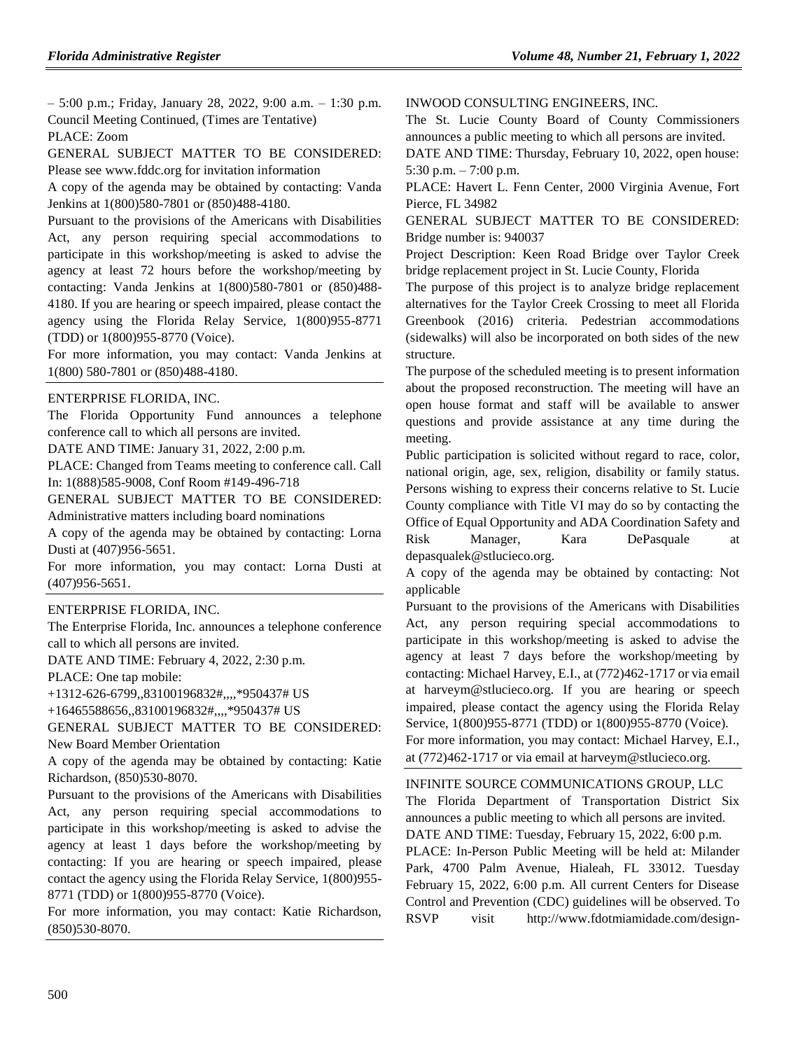– 5:00 p.m.; Friday, January 28, 2022, 9:00 a.m. – 1:30 p.m. Council Meeting Continued, (Times are Tentative)

PLACE: Zoom

GENERAL SUBJECT MATTER TO BE CONSIDERED: Please see www.fddc.org for invitation information

A copy of the agenda may be obtained by contacting: Vanda Jenkins at 1(800)580-7801 or (850)488-4180.

Pursuant to the provisions of the Americans with Disabilities Act, any person requiring special accommodations to participate in this workshop/meeting is asked to advise the agency at least 72 hours before the workshop/meeting by contacting: Vanda Jenkins at 1(800)580-7801 or (850)488-4180. If you are hearing or speech impaired, please contact the agency using the Florida Relay Service, 1(800)955-8771 (TDD) or 1(800)955-8770 (Voice).

For more information, you may contact: Vanda Jenkins at 1(800) 580-7801 or (850)488-4180.

---

ENTERPRISE FLORIDA, INC.

The Florida Opportunity Fund announces a telephone conference call to which all persons are invited.

DATE AND TIME: January 31, 2022, 2:00 p.m.

PLACE: Changed from Teams meeting to conference call. Call In: 1(888)585-9008, Conf Room #149-496-718

GENERAL SUBJECT MATTER TO BE CONSIDERED: Administrative matters including board nominations

A copy of the agenda may be obtained by contacting: Lorna Dusti at (407)956-5651.

For more information, you may contact: Lorna Dusti at (407)956-5651.

---

ENTERPRISE FLORIDA, INC.

The Enterprise Florida, Inc. announces a telephone conference call to which all persons are invited.

DATE AND TIME: February 4, 2022, 2:30 p.m.

PLACE: One tap mobile:

+1312-626-6799,,83100196832#,,,,*950437# US

+16465588656,,83100196832#,,,,*950437# US

GENERAL SUBJECT MATTER TO BE CONSIDERED: New Board Member Orientation

A copy of the agenda may be obtained by contacting: Katie Richardson, (850)530-8070.

Pursuant to the provisions of the Americans with Disabilities Act, any person requiring special accommodations to participate in this workshop/meeting is asked to advise the agency at least 1 days before the workshop/meeting by contacting: If you are hearing or speech impaired, please contact the agency using the Florida Relay Service, 1(800)955-8771 (TDD) or 1(800)955-8770 (Voice).

For more information, you may contact: Katie Richardson, (850)530-8070.

---

INWOOD CONSULTING ENGINEERS, INC.

The St. Lucie County Board of County Commissioners announces a public meeting to which all persons are invited.

DATE AND TIME: Thursday, February 10, 2022, open house: 5:30 p.m. – 7:00 p.m.

PLACE: Havert L. Fenn Center, 2000 Virginia Avenue, Fort Pierce, FL 34982

GENERAL SUBJECT MATTER TO BE CONSIDERED: Bridge number is: 940037

Project Description: Keen Road Bridge over Taylor Creek bridge replacement project in St. Lucie County, Florida

The purpose of this project is to analyze bridge replacement alternatives for the Taylor Creek Crossing to meet all Florida Greenbook (2016) criteria. Pedestrian accommodations (sidewalks) will also be incorporated on both sides of the new structure.

The purpose of the scheduled meeting is to present information about the proposed reconstruction. The meeting will have an open house format and staff will be available to answer questions and provide assistance at any time during the meeting.

Public participation is solicited without regard to race, color, national origin, age, sex, religion, disability or family status. Persons wishing to express their concerns relative to St. Lucie County compliance with Title VI may do so by contacting the Office of Equal Opportunity and ADA Coordination Safety and Risk Manager, Kara DePasquale at depasqualek@stlucieco.org.

A copy of the agenda may be obtained by contacting: Not applicable

Pursuant to the provisions of the Americans with Disabilities Act, any person requiring special accommodations to participate in this workshop/meeting is asked to advise the agency at least 7 days before the workshop/meeting by contacting: Michael Harvey, E.I., at (772)462-1717 or via email at harveym@stlucieco.org. If you are hearing or speech impaired, please contact the agency using the Florida Relay Service, 1(800)955-8771 (TDD) or 1(800)955-8770 (Voice).

For more information, you may contact: Michael Harvey, E.I., at (772)462-1717 or via email at harveym@stlucieco.org.

---

INFINITE SOURCE COMMUNICATIONS GROUP, LLC

The Florida Department of Transportation District Six announces a public meeting to which all persons are invited.

DATE AND TIME: Tuesday, February 15, 2022, 6:00 p.m.

PLACE: In-Person Public Meeting will be held at: Milander Park, 4700 Palm Avenue, Hialeah, FL 33012. Tuesday February 15, 2022, 6:00 p.m. All current Centers for Disease Control and Prevention (CDC) guidelines will be observed. To RSVP visit http://www.fdotmiamidade.com/design-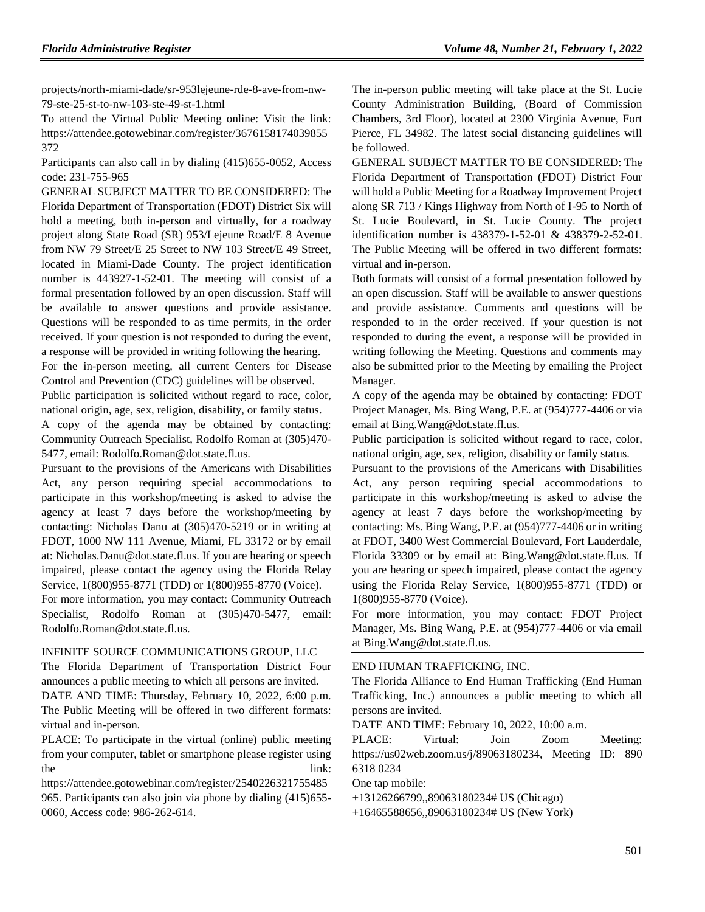projects/north-miami-dade/sr-953lejeune-rde-8-ave-from-nw-79-ste-25-st-to-nw-103-ste-49-st-1.html

To attend the Virtual Public Meeting online: Visit the link: https://attendee.gotowebinar.com/register/3676158174039855372

Participants can also call in by dialing (415)655-0052, Access code: 231-755-965

GENERAL SUBJECT MATTER TO BE CONSIDERED: The Florida Department of Transportation (FDOT) District Six will hold a meeting, both in-person and virtually, for a roadway project along State Road (SR) 953/Lejeune Road/E 8 Avenue from NW 79 Street/E 25 Street to NW 103 Street/E 49 Street, located in Miami-Dade County. The project identification number is 443927-1-52-01. The meeting will consist of a formal presentation followed by an open discussion. Staff will be available to answer questions and provide assistance. Questions will be responded to as time permits, in the order received. If your question is not responded to during the event, a response will be provided in writing following the hearing.

For the in-person meeting, all current Centers for Disease Control and Prevention (CDC) guidelines will be observed.

Public participation is solicited without regard to race, color, national origin, age, sex, religion, disability, or family status.

A copy of the agenda may be obtained by contacting: Community Outreach Specialist, Rodolfo Roman at (305)470-5477, email: Rodolfo.Roman@dot.state.fl.us.

Pursuant to the provisions of the Americans with Disabilities Act, any person requiring special accommodations to participate in this workshop/meeting is asked to advise the agency at least 7 days before the workshop/meeting by contacting: Nicholas Danu at (305)470-5219 or in writing at FDOT, 1000 NW 111 Avenue, Miami, FL 33172 or by email at: Nicholas.Danu@dot.state.fl.us. If you are hearing or speech impaired, please contact the agency using the Florida Relay Service, 1(800)955-8771 (TDD) or 1(800)955-8770 (Voice).

For more information, you may contact: Community Outreach Specialist, Rodolfo Roman at (305)470-5477, email: Rodolfo.Roman@dot.state.fl.us.

---

INFINITE SOURCE COMMUNICATIONS GROUP, LLC

The Florida Department of Transportation District Four announces a public meeting to which all persons are invited.

DATE AND TIME: Thursday, February 10, 2022, 6:00 p.m. The Public Meeting will be offered in two different formats: virtual and in-person.

PLACE: To participate in the virtual (online) public meeting from your computer, tablet or smartphone please register using the link: https://attendee.gotowebinar.com/register/2540226321755485965. Participants can also join via phone by dialing (415)655-0060, Access code: 986-262-614.

The in-person public meeting will take place at the St. Lucie County Administration Building, (Board of Commission Chambers, 3rd Floor), located at 2300 Virginia Avenue, Fort Pierce, FL 34982. The latest social distancing guidelines will be followed.

GENERAL SUBJECT MATTER TO BE CONSIDERED: The Florida Department of Transportation (FDOT) District Four will hold a Public Meeting for a Roadway Improvement Project along SR 713 / Kings Highway from North of I-95 to North of St. Lucie Boulevard, in St. Lucie County. The project identification number is 438379-1-52-01 & 438379-2-52-01. The Public Meeting will be offered in two different formats: virtual and in-person.

Both formats will consist of a formal presentation followed by an open discussion. Staff will be available to answer questions and provide assistance. Comments and questions will be responded to in the order received. If your question is not responded to during the event, a response will be provided in writing following the Meeting. Questions and comments may also be submitted prior to the Meeting by emailing the Project Manager.

A copy of the agenda may be obtained by contacting: FDOT Project Manager, Ms. Bing Wang, P.E. at (954)777-4406 or via email at Bing.Wang@dot.state.fl.us.

Public participation is solicited without regard to race, color, national origin, age, sex, religion, disability or family status.

Pursuant to the provisions of the Americans with Disabilities Act, any person requiring special accommodations to participate in this workshop/meeting is asked to advise the agency at least 7 days before the workshop/meeting by contacting: Ms. Bing Wang, P.E. at (954)777-4406 or in writing at FDOT, 3400 West Commercial Boulevard, Fort Lauderdale, Florida 33309 or by email at: Bing.Wang@dot.state.fl.us. If you are hearing or speech impaired, please contact the agency using the Florida Relay Service, 1(800)955-8771 (TDD) or 1(800)955-8770 (Voice).

For more information, you may contact: FDOT Project Manager, Ms. Bing Wang, P.E. at (954)777-4406 or via email at Bing.Wang@dot.state.fl.us.

---

END HUMAN TRAFFICKING, INC.

The Florida Alliance to End Human Trafficking (End Human Trafficking, Inc.) announces a public meeting to which all persons are invited.

DATE AND TIME: February 10, 2022, 10:00 a.m.

PLACE: Virtual: Join Zoom Meeting: https://us02web.zoom.us/j/89063180234, Meeting ID: 890 6318 0234

One tap mobile:

+13126266799,,89063180234# US (Chicago)

+16465588656,,89063180234# US (New York)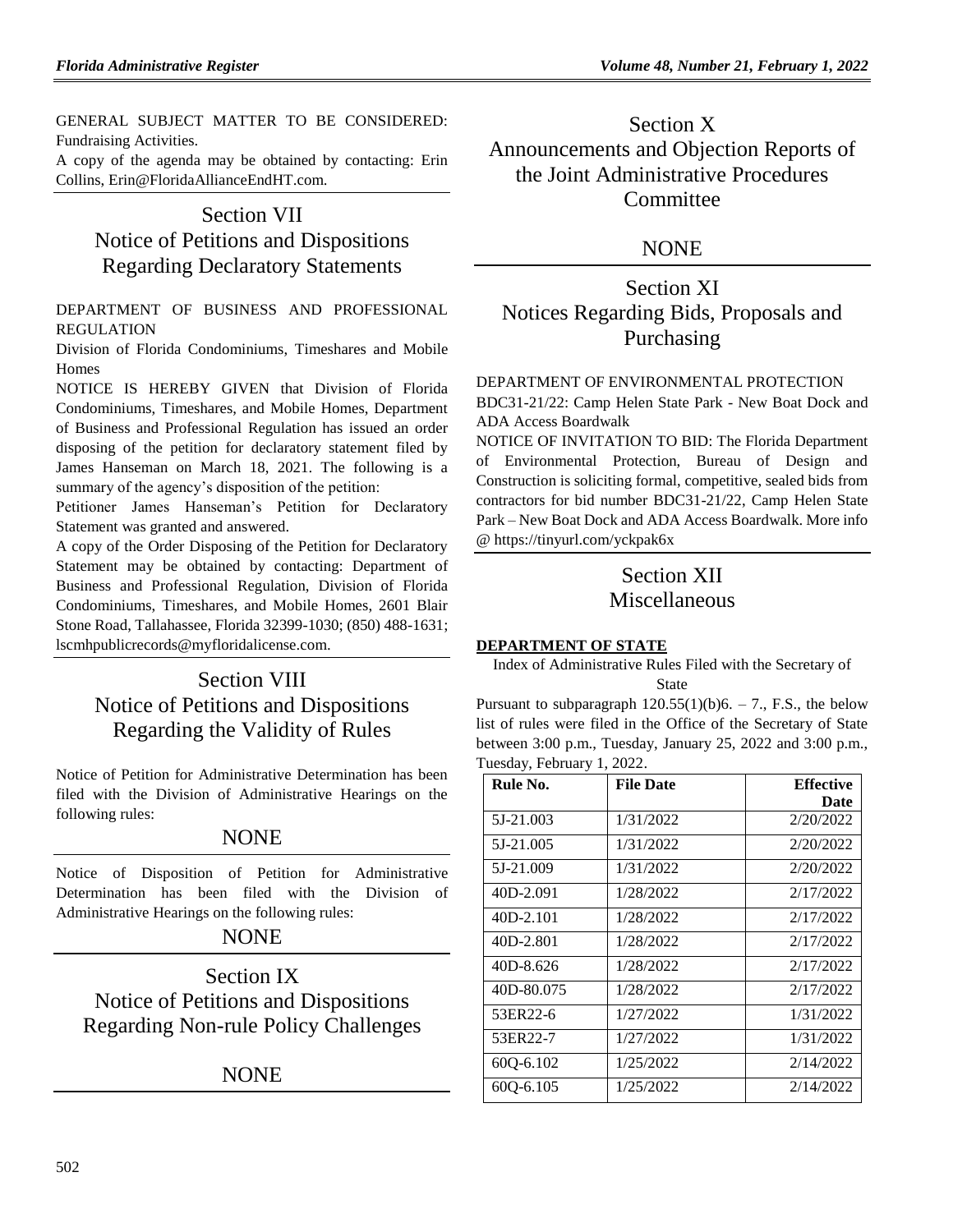GENERAL SUBJECT MATTER TO BE CONSIDERED: Fundraising Activities.

A copy of the agenda may be obtained by contacting: Erin Collins, Erin@FloridaAllianceEndHT.com.

## Section VII
## Notice of Petitions and Dispositions Regarding Declaratory Statements

DEPARTMENT OF BUSINESS AND PROFESSIONAL REGULATION

Division of Florida Condominiums, Timeshares and Mobile Homes

NOTICE IS HEREBY GIVEN that Division of Florida Condominiums, Timeshares, and Mobile Homes, Department of Business and Professional Regulation has issued an order disposing of the petition for declaratory statement filed by James Hanseman on March 18, 2021. The following is a summary of the agency's disposition of the petition:

Petitioner James Hanseman's Petition for Declaratory Statement was granted and answered.

A copy of the Order Disposing of the Petition for Declaratory Statement may be obtained by contacting: Department of Business and Professional Regulation, Division of Florida Condominiums, Timeshares, and Mobile Homes, 2601 Blair Stone Road, Tallahassee, Florida 32399-1030; (850) 488-1631; lscmhpublicrecords@myfloridalicense.com.

## Section VIII
## Notice of Petitions and Dispositions Regarding the Validity of Rules

Notice of Petition for Administrative Determination has been filed with the Division of Administrative Hearings on the following rules:

NONE

Notice of Disposition of Petition for Administrative Determination has been filed with the Division of Administrative Hearings on the following rules:

NONE

## Section IX
## Notice of Petitions and Dispositions Regarding Non-rule Policy Challenges

NONE

## Section X
## Announcements and Objection Reports of the Joint Administrative Procedures Committee

NONE

## Section XI
## Notices Regarding Bids, Proposals and Purchasing

DEPARTMENT OF ENVIRONMENTAL PROTECTION

BDC31-21/22: Camp Helen State Park - New Boat Dock and ADA Access Boardwalk

NOTICE OF INVITATION TO BID: The Florida Department of Environmental Protection, Bureau of Design and Construction is soliciting formal, competitive, sealed bids from contractors for bid number BDC31-21/22, Camp Helen State Park – New Boat Dock and ADA Access Boardwalk. More info @ https://tinyurl.com/yckpak6x

## Section XII
## Miscellaneous

**DEPARTMENT OF STATE**

Index of Administrative Rules Filed with the Secretary of State

Pursuant to subparagraph 120.55(1)(b)6. – 7., F.S., the below list of rules were filed in the Office of the Secretary of State between 3:00 p.m., Tuesday, January 25, 2022 and 3:00 p.m., Tuesday, February 1, 2022.

| Rule No. | File Date | Effective Date |
|---|---|---|
| 5J-21.003 | 1/31/2022 | 2/20/2022 |
| 5J-21.005 | 1/31/2022 | 2/20/2022 |
| 5J-21.009 | 1/31/2022 | 2/20/2022 |
| 40D-2.091 | 1/28/2022 | 2/17/2022 |
| 40D-2.101 | 1/28/2022 | 2/17/2022 |
| 40D-2.801 | 1/28/2022 | 2/17/2022 |
| 40D-8.626 | 1/28/2022 | 2/17/2022 |
| 40D-80.075 | 1/28/2022 | 2/17/2022 |
| 53ER22-6 | 1/27/2022 | 1/31/2022 |
| 53ER22-7 | 1/27/2022 | 1/31/2022 |
| 60Q-6.102 | 1/25/2022 | 2/14/2022 |
| 60Q-6.105 | 1/25/2022 | 2/14/2022 |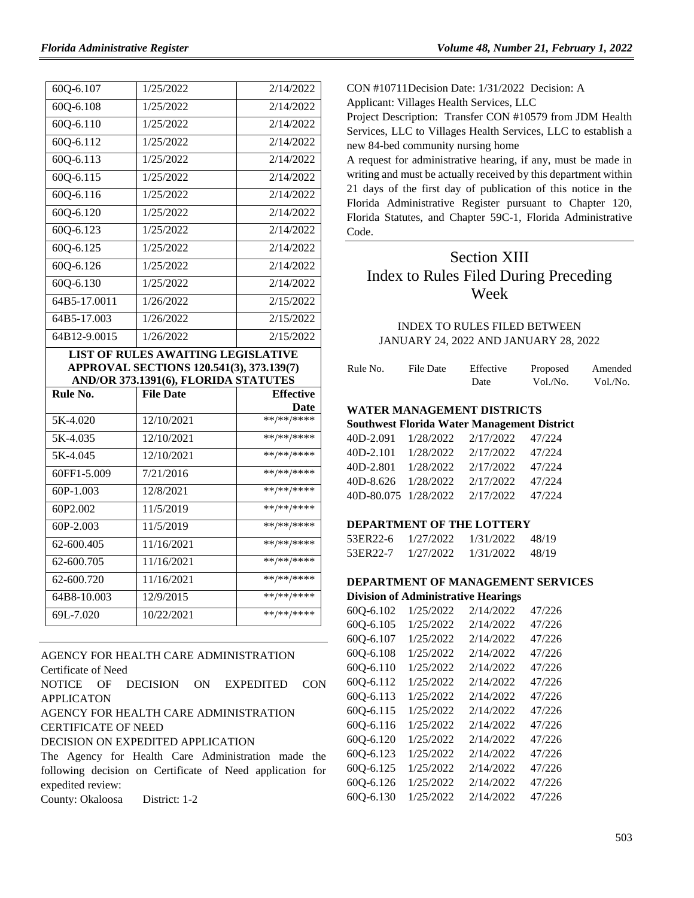| | | |
|---|---|---|
| 60Q-6.107 | 1/25/2022 | 2/14/2022 |
| 60Q-6.108 | 1/25/2022 | 2/14/2022 |
| 60Q-6.110 | 1/25/2022 | 2/14/2022 |
| 60Q-6.112 | 1/25/2022 | 2/14/2022 |
| 60Q-6.113 | 1/25/2022 | 2/14/2022 |
| 60Q-6.115 | 1/25/2022 | 2/14/2022 |
| 60Q-6.116 | 1/25/2022 | 2/14/2022 |
| 60Q-6.120 | 1/25/2022 | 2/14/2022 |
| 60Q-6.123 | 1/25/2022 | 2/14/2022 |
| 60Q-6.125 | 1/25/2022 | 2/14/2022 |
| 60Q-6.126 | 1/25/2022 | 2/14/2022 |
| 60Q-6.130 | 1/25/2022 | 2/14/2022 |
| 64B5-17.0011 | 1/26/2022 | 2/15/2022 |
| 64B5-17.003 | 1/26/2022 | 2/15/2022 |
| 64B12-9.0015 | 1/26/2022 | 2/15/2022 |

**LIST OF RULES AWAITING LEGISLATIVE APPROVAL SECTIONS 120.541(3), 373.139(7) AND/OR 373.1391(6), FLORIDA STATUTES**

| Rule No. | File Date | Effective Date |
|---|---|---|
| 5K-4.020 | 12/10/2021 | **/**/**** |
| 5K-4.035 | 12/10/2021 | **/**/**** |
| 5K-4.045 | 12/10/2021 | **/**/**** |
| 60FF1-5.009 | 7/21/2016 | **/**/**** |
| 60P-1.003 | 12/8/2021 | **/**/**** |
| 60P2.002 | 11/5/2019 | **/**/**** |
| 60P-2.003 | 11/5/2019 | **/**/**** |
| 62-600.405 | 11/16/2021 | **/**/**** |
| 62-600.705 | 11/16/2021 | **/**/**** |
| 62-600.720 | 11/16/2021 | **/**/**** |
| 64B8-10.003 | 12/9/2015 | **/**/**** |
| 69L-7.020 | 10/22/2021 | **/**/**** |

AGENCY FOR HEALTH CARE ADMINISTRATION

Certificate of Need

NOTICE OF DECISION ON EXPEDITED CON APPLICATON

AGENCY FOR HEALTH CARE ADMINISTRATION

CERTIFICATE OF NEED

DECISION ON EXPEDITED APPLICATION

The Agency for Health Care Administration made the following decision on Certificate of Need application for expedited review:

County: Okaloosa District: 1-2

CON #10711Decision Date: 1/31/2022 Decision: A

Applicant: Villages Health Services, LLC

Project Description: Transfer CON #10579 from JDM Health Services, LLC to Villages Health Services, LLC to establish a new 84-bed community nursing home

A request for administrative hearing, if any, must be made in writing and must be actually received by this department within 21 days of the first day of publication of this notice in the Florida Administrative Register pursuant to Chapter 120, Florida Statutes, and Chapter 59C-1, Florida Administrative Code.

# Section XIII Index to Rules Filed During Preceding Week

INDEX TO RULES FILED BETWEEN JANUARY 24, 2022 AND JANUARY 28, 2022

| Rule No. | File Date | Effective Date | Proposed Vol./No. | Amended Vol./No. |
|---|---|---|---|---|
| **WATER MANAGEMENT DISTRICTS** | | | | |
| **Southwest Florida Water Management District** | | | | |
| 40D-2.091 | 1/28/2022 | 2/17/2022 | 47/224 | |
| 40D-2.101 | 1/28/2022 | 2/17/2022 | 47/224 | |
| 40D-2.801 | 1/28/2022 | 2/17/2022 | 47/224 | |
| 40D-8.626 | 1/28/2022 | 2/17/2022 | 47/224 | |
| 40D-80.075 | 1/28/2022 | 2/17/2022 | 47/224 | |
| **DEPARTMENT OF THE LOTTERY** | | | | |
| 53ER22-6 | 1/27/2022 | 1/31/2022 | 48/19 | |
| 53ER22-7 | 1/27/2022 | 1/31/2022 | 48/19 | |
| **DEPARTMENT OF MANAGEMENT SERVICES** | | | | |
| **Division of Administrative Hearings** | | | | |
| 60Q-6.102 | 1/25/2022 | 2/14/2022 | 47/226 | |
| 60Q-6.105 | 1/25/2022 | 2/14/2022 | 47/226 | |
| 60Q-6.107 | 1/25/2022 | 2/14/2022 | 47/226 | |
| 60Q-6.108 | 1/25/2022 | 2/14/2022 | 47/226 | |
| 60Q-6.110 | 1/25/2022 | 2/14/2022 | 47/226 | |
| 60Q-6.112 | 1/25/2022 | 2/14/2022 | 47/226 | |
| 60Q-6.113 | 1/25/2022 | 2/14/2022 | 47/226 | |
| 60Q-6.115 | 1/25/2022 | 2/14/2022 | 47/226 | |
| 60Q-6.116 | 1/25/2022 | 2/14/2022 | 47/226 | |
| 60Q-6.120 | 1/25/2022 | 2/14/2022 | 47/226 | |
| 60Q-6.123 | 1/25/2022 | 2/14/2022 | 47/226 | |
| 60Q-6.125 | 1/25/2022 | 2/14/2022 | 47/226 | |
| 60Q-6.126 | 1/25/2022 | 2/14/2022 | 47/226 | |
| 60Q-6.130 | 1/25/2022 | 2/14/2022 | 47/226 | |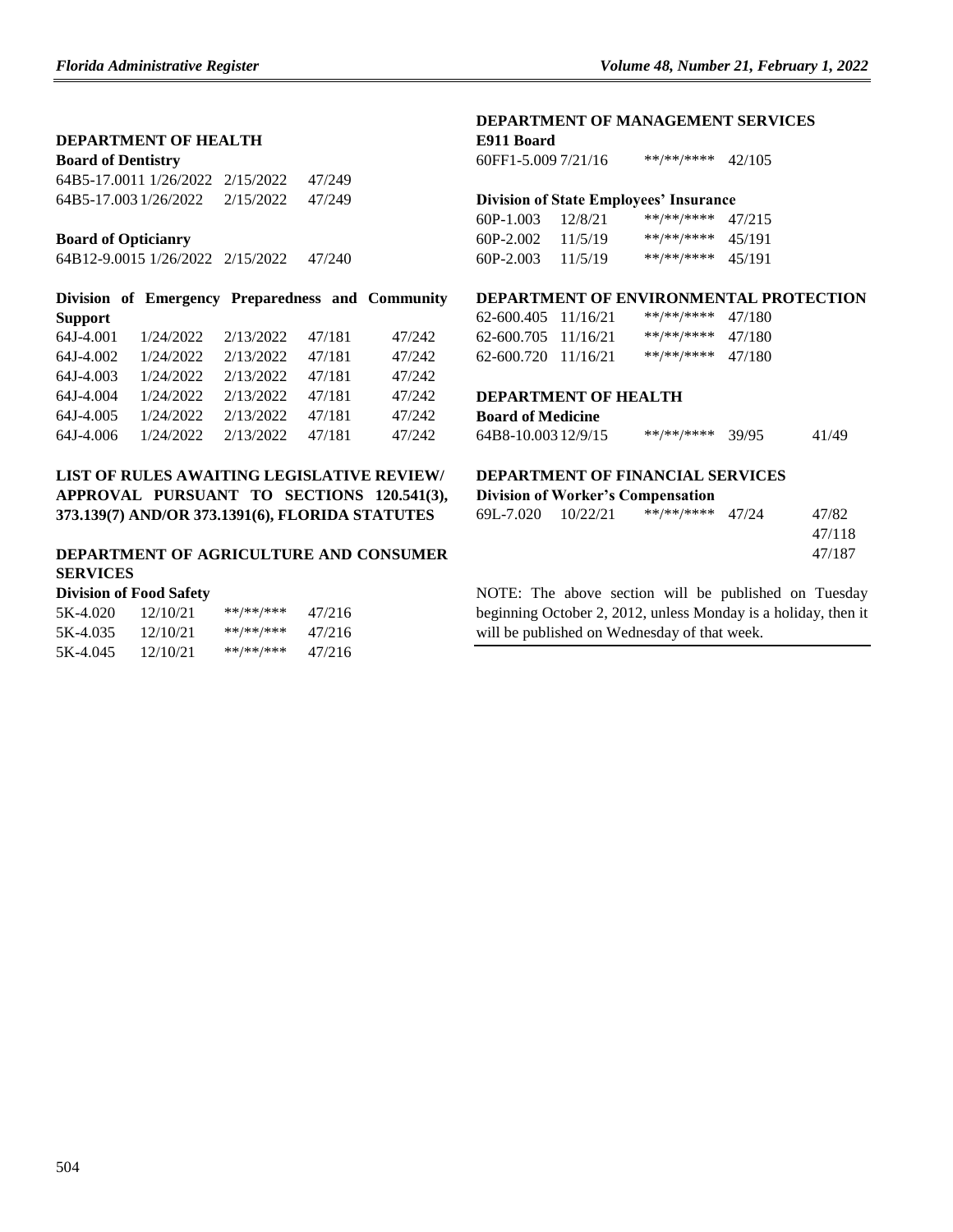**DEPARTMENT OF HEALTH**

**Board of Dentistry**

| | | | | |
|---|---|---|---|---|
| 64B5-17.0011 | 1/26/2022 | 2/15/2022 | 47/249 | |
| 64B5-17.003 | 1/26/2022 | 2/15/2022 | 47/249 | |

**Board of Opticianry**

| | | | | |
|---|---|---|---|---|
| 64B12-9.0015 | 1/26/2022 | 2/15/2022 | 47/240 | |

**Division of Emergency Preparedness and Community Support**

| | | | | |
|---|---|---|---|---|
| 64J-4.001 | 1/24/2022 | 2/13/2022 | 47/181 | 47/242 |
| 64J-4.002 | 1/24/2022 | 2/13/2022 | 47/181 | 47/242 |
| 64J-4.003 | 1/24/2022 | 2/13/2022 | 47/181 | 47/242 |
| 64J-4.004 | 1/24/2022 | 2/13/2022 | 47/181 | 47/242 |
| 64J-4.005 | 1/24/2022 | 2/13/2022 | 47/181 | 47/242 |
| 64J-4.006 | 1/24/2022 | 2/13/2022 | 47/181 | 47/242 |

**LIST OF RULES AWAITING LEGISLATIVE REVIEW/ APPROVAL PURSUANT TO SECTIONS 120.541(3), 373.139(7) AND/OR 373.1391(6), FLORIDA STATUTES**

**DEPARTMENT OF AGRICULTURE AND CONSUMER SERVICES**

**Division of Food Safety**

| | | | | |
|---|---|---|---|---|
| 5K-4.020 | 12/10/21 | **/**/*** | 47/216 | |
| 5K-4.035 | 12/10/21 | **/**/*** | 47/216 | |
| 5K-4.045 | 12/10/21 | **/**/*** | 47/216 | |

**DEPARTMENT OF MANAGEMENT SERVICES**

**E911 Board**

| | | | | |
|---|---|---|---|---|
| 60FF1-5.009 | 7/21/16 | **/**/**** | 42/105 | |

**Division of State Employees' Insurance**

| | | | | |
|---|---|---|---|---|
| 60P-1.003 | 12/8/21 | **/**/**** | 47/215 | |
| 60P-2.002 | 11/5/19 | **/**/**** | 45/191 | |
| 60P-2.003 | 11/5/19 | **/**/**** | 45/191 | |

**DEPARTMENT OF ENVIRONMENTAL PROTECTION**

| | | | | |
|---|---|---|---|---|
| 62-600.405 | 11/16/21 | **/**/**** | 47/180 | |
| 62-600.705 | 11/16/21 | **/**/**** | 47/180 | |
| 62-600.720 | 11/16/21 | **/**/**** | 47/180 | |

**DEPARTMENT OF HEALTH**

**Board of Medicine**

| | | | | |
|---|---|---|---|---|
| 64B8-10.003 | 12/9/15 | **/**/**** | 39/95 | 41/49 |

**DEPARTMENT OF FINANCIAL SERVICES**

**Division of Worker's Compensation**

| | | | | |
|---|---|---|---|---|
| 69L-7.020 | 10/22/21 | **/**/**** | 47/24 | 47/82<br>47/118<br>47/187 |

NOTE: The above section will be published on Tuesday beginning October 2, 2012, unless Monday is a holiday, then it will be published on Wednesday of that week.